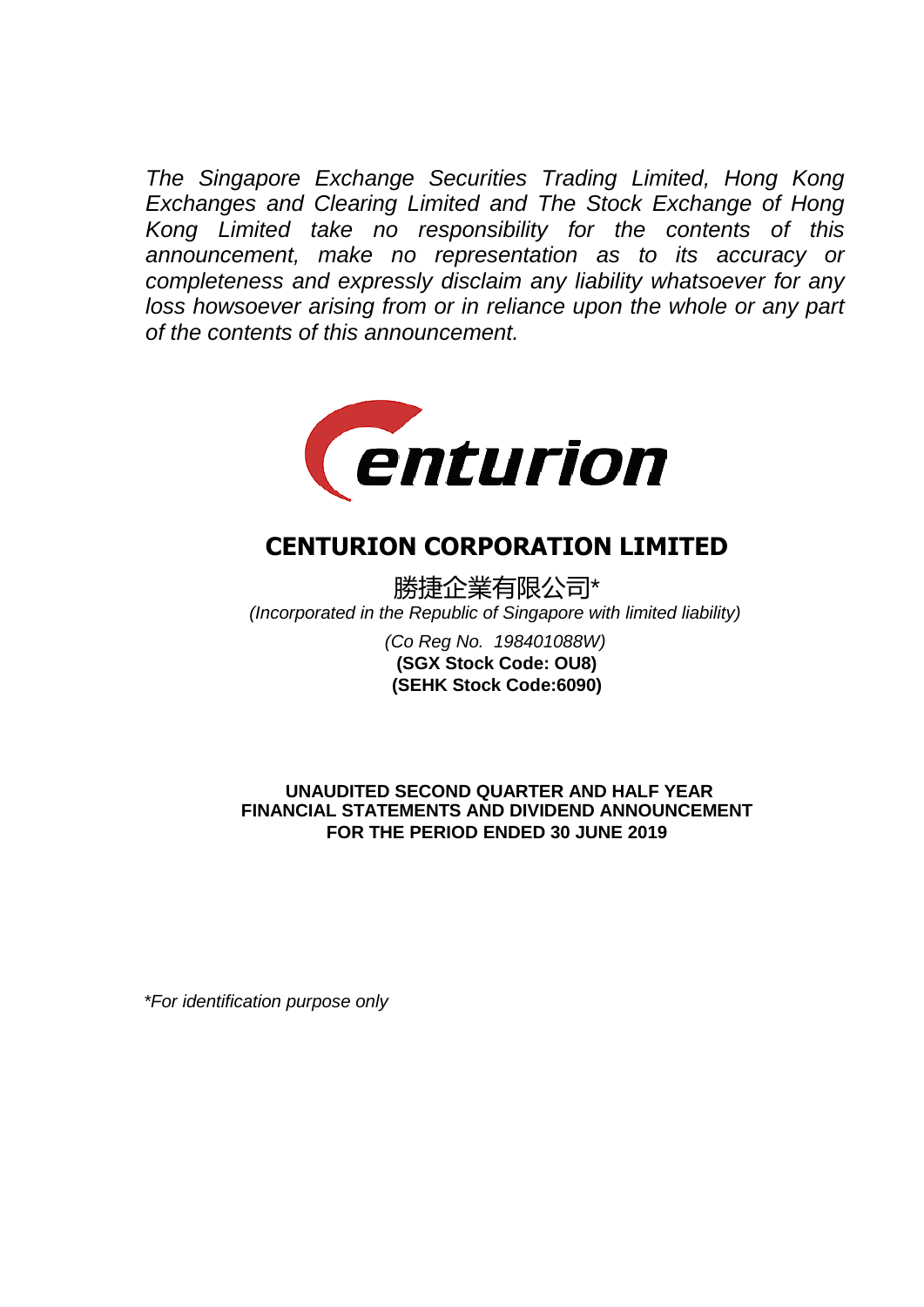*The Singapore Exchange Securities Trading Limited, Hong Kong Exchanges and Clearing Limited and The Stock Exchange of Hong Kong Limited take no responsibility for the contents of this announcement, make no representation as to its accuracy or completeness and expressly disclaim any liability whatsoever for any loss howsoever arising from or in reliance upon the whole or any part of the contents of this announcement.*

# CENTURION CORPORATION LIMITED

勝捷企業有限公司*

*(Incorporated in the Republic of Singapore with limited liability)*

*(Co Reg No. 198401088W)*

**(SGX Stock Code: OU8)**

**(SEHK Stock Code:6090)**

## UNAUDITED SECOND QUARTER AND HALF YEAR FINANCIAL STATEMENTS AND DIVIDEND ANNOUNCEMENT FOR THE PERIOD ENDED 30 JUNE 2019

*\*For identification purpose only*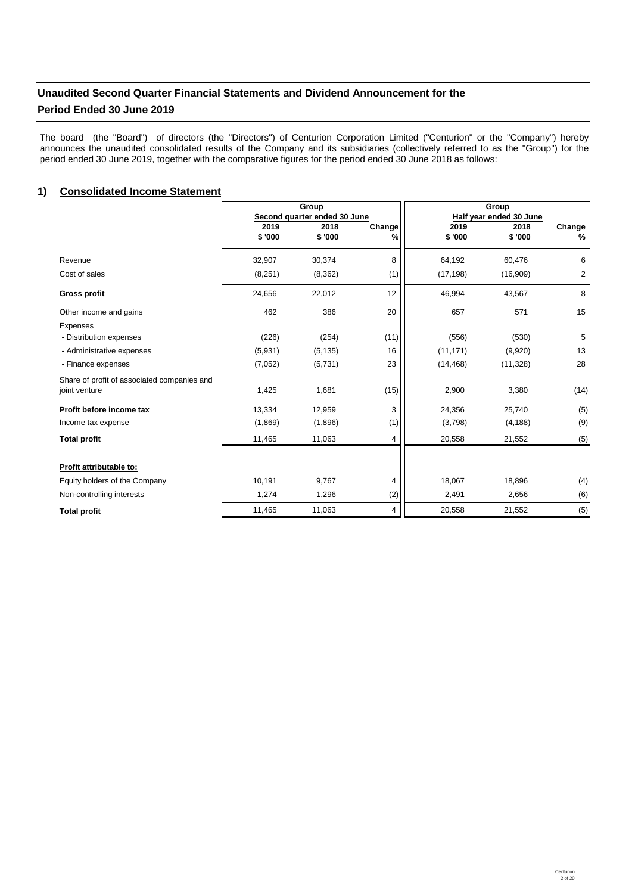## Unaudited Second Quarter Financial Statements and Dividend Announcement for the Period Ended 30 June 2019

The board (the "Board") of directors (the "Directors") of Centurion Corporation Limited ("Centurion" or the "Company") hereby announces the unaudited consolidated results of the Company and its subsidiaries (collectively referred to as the "Group") for the period ended 30 June 2019, together with the comparative figures for the period ended 30 June 2018 as follows:

### 1) Consolidated Income Statement

| | Group | | | Group | | |
|---|---|---|---|---|---|---|
| | Second quarter ended 30 June | | | Half year ended 30 June | | |
| | 2019 | 2018 | Change | 2019 | 2018 | Change |
| | $ '000 | $ '000 | % | $ '000 | $ '000 | % |
| Revenue | 32,907 | 30,374 | 8 | 64,192 | 60,476 | 6 |
| Cost of sales | (8,251) | (8,362) | (1) | (17,198) | (16,909) | 2 |
| **Gross profit** | 24,656 | 22,012 | 12 | 46,994 | 43,567 | 8 |
| Other income and gains | 462 | 386 | 20 | 657 | 571 | 15 |
| Expenses | | | | | | |
| - Distribution expenses | (226) | (254) | (11) | (556) | (530) | 5 |
| - Administrative expenses | (5,931) | (5,135) | 16 | (11,171) | (9,920) | 13 |
| - Finance expenses | (7,052) | (5,731) | 23 | (14,468) | (11,328) | 28 |
| Share of profit of associated companies and joint venture | 1,425 | 1,681 | (15) | 2,900 | 3,380 | (14) |
| **Profit before income tax** | 13,334 | 12,959 | 3 | 24,356 | 25,740 | (5) |
| Income tax expense | (1,869) | (1,896) | (1) | (3,798) | (4,188) | (9) |
| **Total profit** | 11,465 | 11,063 | 4 | 20,558 | 21,552 | (5) |
| **Profit attributable to:** | | | | | | |
| Equity holders of the Company | 10,191 | 9,767 | 4 | 18,067 | 18,896 | (4) |
| Non-controlling interests | 1,274 | 1,296 | (2) | 2,491 | 2,656 | (6) |
| **Total profit** | 11,465 | 11,063 | 4 | 20,558 | 21,552 | (5) |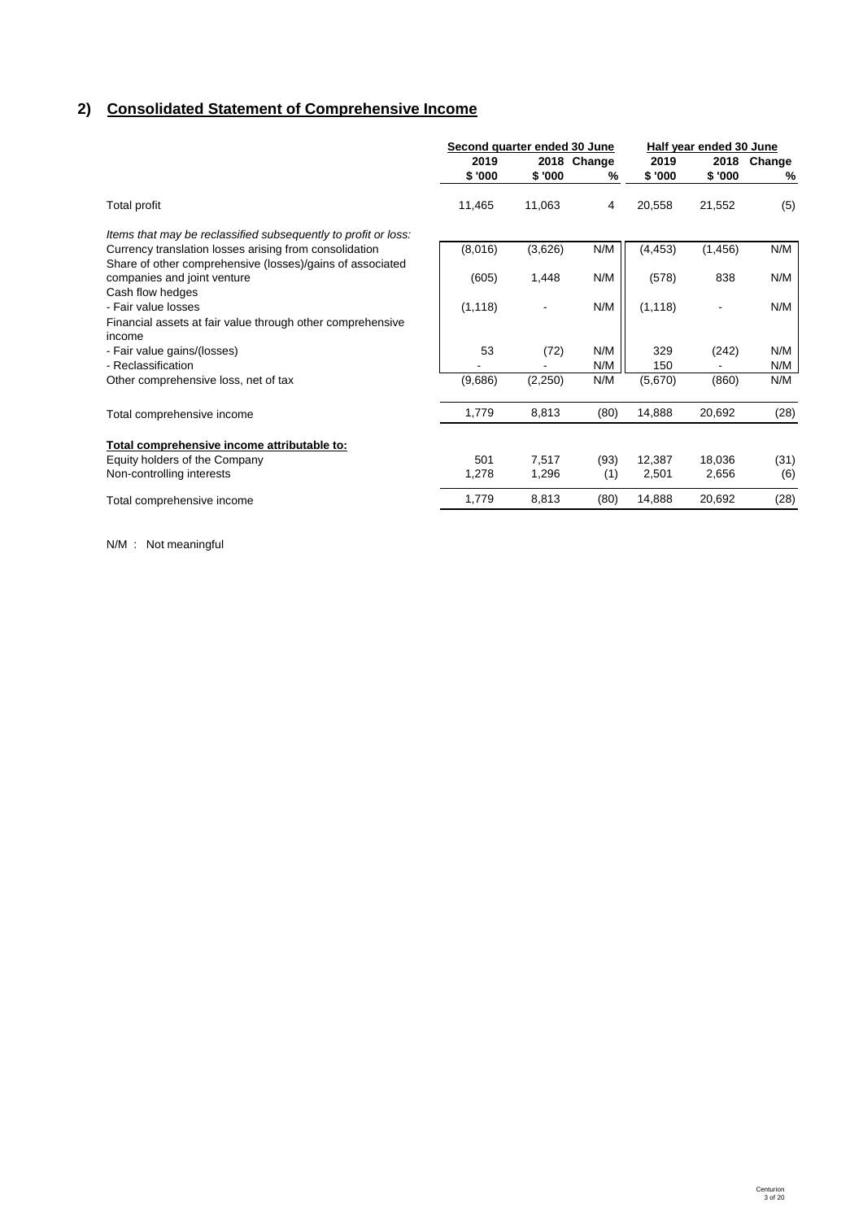## 2) Consolidated Statement of Comprehensive Income

| | Second quarter ended 30 June | | | Half year ended 30 June | | |
|---|---|---|---|---|---|---|
| | 2019 | 2018 | Change | 2019 | 2018 | Change |
| | $ '000 | $ '000 | % | $ '000 | $ '000 | % |
| Total profit | 11,465 | 11,063 | 4 | 20,558 | 21,552 | (5) |
| *Items that may be reclassified subsequently to profit or loss:* | | | | | | |
| Currency translation losses arising from consolidation | (8,016) | (3,626) | N/M | (4,453) | (1,456) | N/M |
| Share of other comprehensive (losses)/gains of associated companies and joint venture | (605) | 1,448 | N/M | (578) | 838 | N/M |
| Cash flow hedges | | | | | | |
| - Fair value losses | (1,118) | - | N/M | (1,118) | - | N/M |
| Financial assets at fair value through other comprehensive income | | | | | | |
| - Fair value gains/(losses) | 53 | (72) | N/M | 329 | (242) | N/M |
| - Reclassification | - | - | N/M | 150 | - | N/M |
| Other comprehensive loss, net of tax | (9,686) | (2,250) | N/M | (5,670) | (860) | N/M |
| Total comprehensive income | 1,779 | 8,813 | (80) | 14,888 | 20,692 | (28) |
| **Total comprehensive income attributable to:** | | | | | | |
| Equity holders of the Company | 501 | 7,517 | (93) | 12,387 | 18,036 | (31) |
| Non-controlling interests | 1,278 | 1,296 | (1) | 2,501 | 2,656 | (6) |
| Total comprehensive income | 1,779 | 8,813 | (80) | 14,888 | 20,692 | (28) |

N/M : Not meaningful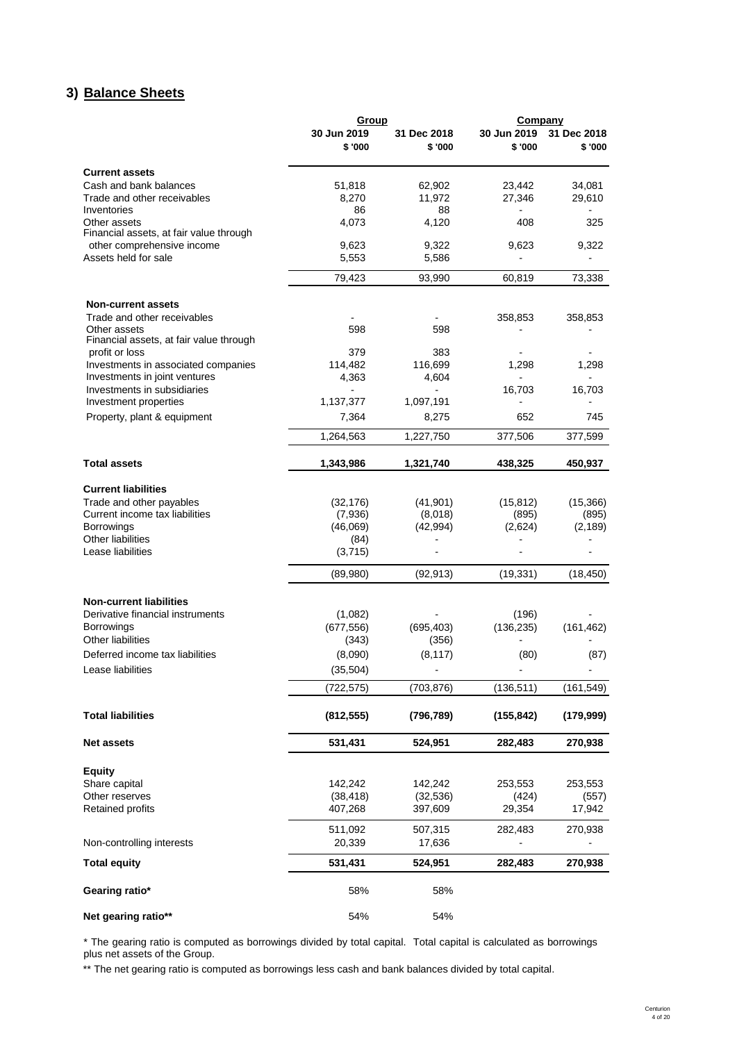## 3) Balance Sheets

| | Group | | Company | |
|---|---|---|---|---|
| | 30 Jun 2019 | 31 Dec 2018 | 30 Jun 2019 | 31 Dec 2018 |
| | $ '000 | $ '000 | $ '000 | $ '000 |
| **Current assets** | | | | |
| Cash and bank balances | 51,818 | 62,902 | 23,442 | 34,081 |
| Trade and other receivables | 8,270 | 11,972 | 27,346 | 29,610 |
| Inventories | 86 | 88 | - | - |
| Other assets | 4,073 | 4,120 | 408 | 325 |
| Financial assets, at fair value through other comprehensive income | 9,623 | 9,322 | 9,623 | 9,322 |
| Assets held for sale | 5,553 | 5,586 | - | - |
| | 79,423 | 93,990 | 60,819 | 73,338 |
| **Non-current assets** | | | | |
| Trade and other receivables | - | - | 358,853 | 358,853 |
| Other assets | 598 | 598 | - | - |
| Financial assets, at fair value through profit or loss | 379 | 383 | - | - |
| Investments in associated companies | 114,482 | 116,699 | 1,298 | 1,298 |
| Investments in joint ventures | 4,363 | 4,604 | - | - |
| Investments in subsidiaries | - | - | 16,703 | 16,703 |
| Investment properties | 1,137,377 | 1,097,191 | - | - |
| Property, plant & equipment | 7,364 | 8,275 | 652 | 745 |
| | 1,264,563 | 1,227,750 | 377,506 | 377,599 |
| **Total assets** | **1,343,986** | **1,321,740** | **438,325** | **450,937** |
| **Current liabilities** | | | | |
| Trade and other payables | (32,176) | (41,901) | (15,812) | (15,366) |
| Current income tax liabilities | (7,936) | (8,018) | (895) | (895) |
| Borrowings | (46,069) | (42,994) | (2,624) | (2,189) |
| Other liabilities | (84) | - | - | - |
| Lease liabilities | (3,715) | - | - | - |
| | (89,980) | (92,913) | (19,331) | (18,450) |
| **Non-current liabilities** | | | | |
| Derivative financial instruments | (1,082) | - | (196) | - |
| Borrowings | (677,556) | (695,403) | (136,235) | (161,462) |
| Other liabilities | (343) | (356) | - | - |
| Deferred income tax liabilities | (8,090) | (8,117) | (80) | (87) |
| Lease liabilities | (35,504) | - | - | - |
| | (722,575) | (703,876) | (136,511) | (161,549) |
| **Total liabilities** | **(812,555)** | **(796,789)** | **(155,842)** | **(179,999)** |
| **Net assets** | **531,431** | **524,951** | **282,483** | **270,938** |
| **Equity** | | | | |
| Share capital | 142,242 | 142,242 | 253,553 | 253,553 |
| Other reserves | (38,418) | (32,536) | (424) | (557) |
| Retained profits | 407,268 | 397,609 | 29,354 | 17,942 |
| | 511,092 | 507,315 | 282,483 | 270,938 |
| Non-controlling interests | 20,339 | 17,636 | - | - |
| **Total equity** | **531,431** | **524,951** | **282,483** | **270,938** |
| **Gearing ratio*** | 58% | 58% | | |
| **Net gearing ratio**** | 54% | 54% | | |

* The gearing ratio is computed as borrowings divided by total capital. Total capital is calculated as borrowings plus net assets of the Group.

** The net gearing ratio is computed as borrowings less cash and bank balances divided by total capital.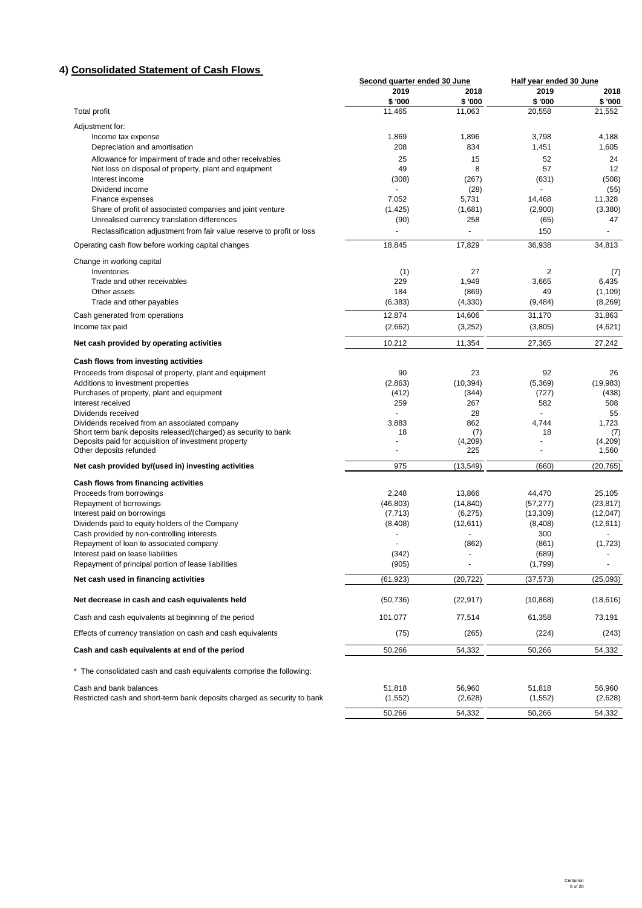## 4) Consolidated Statement of Cash Flows

| | Second quarter ended 30 June | | Half year ended 30 June | |
|---|---|---|---|---|
| | 2019 | 2018 | 2019 | 2018 |
| | $ '000 | $ '000 | $ '000 | $ '000 |
| Total profit | 11,465 | 11,063 | 20,558 | 21,552 |
| Adjustment for: | | | | |
| Income tax expense | 1,869 | 1,896 | 3,798 | 4,188 |
| Depreciation and amortisation | 208 | 834 | 1,451 | 1,605 |
| Allowance for impairment of trade and other receivables | 25 | 15 | 52 | 24 |
| Net loss on disposal of property, plant and equipment | 49 | 8 | 57 | 12 |
| Interest income | (308) | (267) | (631) | (508) |
| Dividend income | - | (28) | - | (55) |
| Finance expenses | 7,052 | 5,731 | 14,468 | 11,328 |
| Share of profit of associated companies and joint venture | (1,425) | (1,681) | (2,900) | (3,380) |
| Unrealised currency translation differences | (90) | 258 | (65) | 47 |
| Reclassification adjustment from fair value reserve to profit or loss | - | - | 150 | - |
| Operating cash flow before working capital changes | 18,845 | 17,829 | 36,938 | 34,813 |
| Change in working capital | | | | |
| Inventories | (1) | 27 | 2 | (7) |
| Trade and other receivables | 229 | 1,949 | 3,665 | 6,435 |
| Other assets | 184 | (869) | 49 | (1,109) |
| Trade and other payables | (6,383) | (4,330) | (9,484) | (8,269) |
| Cash generated from operations | 12,874 | 14,606 | 31,170 | 31,863 |
| Income tax paid | (2,662) | (3,252) | (3,805) | (4,621) |
| **Net cash provided by operating activities** | 10,212 | 11,354 | 27,365 | 27,242 |
| **Cash flows from investing activities** | | | | |
| Proceeds from disposal of property, plant and equipment | 90 | 23 | 92 | 26 |
| Additions to investment properties | (2,863) | (10,394) | (5,369) | (19,983) |
| Purchases of property, plant and equipment | (412) | (344) | (727) | (438) |
| Interest received | 259 | 267 | 582 | 508 |
| Dividends received | - | 28 | - | 55 |
| Dividends received from an associated company | 3,883 | 862 | 4,744 | 1,723 |
| Short term bank deposits released/(charged) as security to bank | 18 | (7) | 18 | (7) |
| Deposits paid for acquisition of investment property | - | (4,209) | - | (4,209) |
| Other deposits refunded | - | 225 | - | 1,560 |
| **Net cash provided by/(used in) investing activities** | 975 | (13,549) | (660) | (20,765) |
| **Cash flows from financing activities** | | | | |
| Proceeds from borrowings | 2,248 | 13,866 | 44,470 | 25,105 |
| Repayment of borrowings | (46,803) | (14,840) | (57,277) | (23,817) |
| Interest paid on borrowings | (7,713) | (6,275) | (13,309) | (12,047) |
| Dividends paid to equity holders of the Company | (8,408) | (12,611) | (8,408) | (12,611) |
| Cash provided by non-controlling interests | - | - | 300 | - |
| Repayment of loan to associated company | - | (862) | (861) | (1,723) |
| Interest paid on lease liabilities | (342) | - | (689) | - |
| Repayment of principal portion of lease liabilities | (905) | - | (1,799) | - |
| **Net cash used in financing activities** | (61,923) | (20,722) | (37,573) | (25,093) |
| **Net decrease in cash and cash equivalents held** | (50,736) | (22,917) | (10,868) | (18,616) |
| Cash and cash equivalents at beginning of the period | 101,077 | 77,514 | 61,358 | 73,191 |
| Effects of currency translation on cash and cash equivalents | (75) | (265) | (224) | (243) |
| **Cash and cash equivalents at end of the period** | 50,266 | 54,332 | 50,266 | 54,332 |

* The consolidated cash and cash equivalents comprise the following:

| | | | | |
|---|---|---|---|---|
| Cash and bank balances | 51,818 | 56,960 | 51,818 | 56,960 |
| Restricted cash and short-term bank deposits charged as security to bank | (1,552) | (2,628) | (1,552) | (2,628) |
| | 50,266 | 54,332 | 50,266 | 54,332 |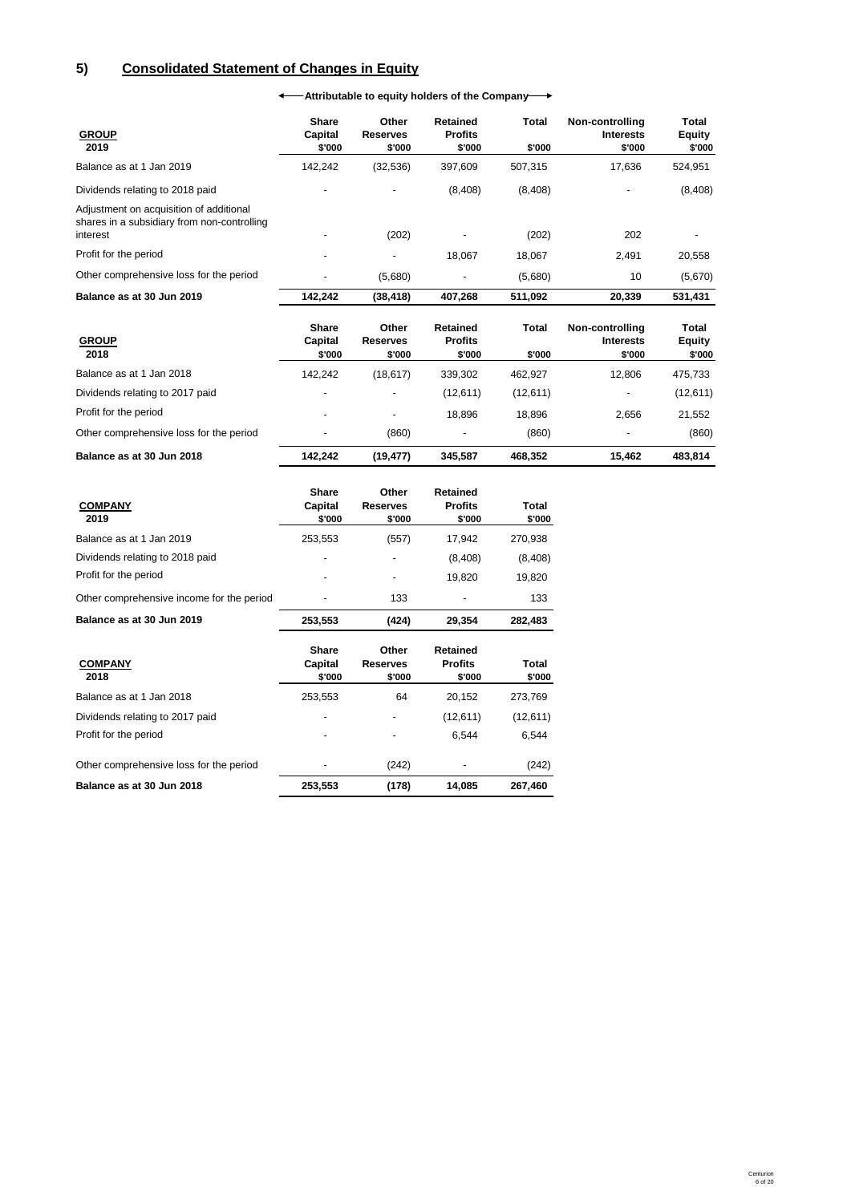## 5) Consolidated Statement of Changes in Equity

| GROUP 2019 | Share Capital $'000 | Other Reserves $'000 | Retained Profits $'000 | Total $'000 | Non-controlling Interests $'000 | Total Equity $'000 |
|---|---|---|---|---|---|---|
| | ← Attributable to equity holders of the Company → | | | | | |
| Balance as at 1 Jan 2019 | 142,242 | (32,536) | 397,609 | 507,315 | 17,636 | 524,951 |
| Dividends relating to 2018 paid | - | - | (8,408) | (8,408) | - | (8,408) |
| Adjustment on acquisition of additional shares in a subsidiary from non-controlling interest | - | (202) | - | (202) | 202 | - |
| Profit for the period | - | - | 18,067 | 18,067 | 2,491 | 20,558 |
| Other comprehensive loss for the period | - | (5,680) | - | (5,680) | 10 | (5,670) |
| **Balance as at 30 Jun 2019** | **142,242** | **(38,418)** | **407,268** | **511,092** | **20,339** | **531,431** |

| GROUP 2018 | Share Capital $'000 | Other Reserves $'000 | Retained Profits $'000 | Total $'000 | Non-controlling Interests $'000 | Total Equity $'000 |
|---|---|---|---|---|---|---|
| Balance as at 1 Jan 2018 | 142,242 | (18,617) | 339,302 | 462,927 | 12,806 | 475,733 |
| Dividends relating to 2017 paid | - | - | (12,611) | (12,611) | - | (12,611) |
| Profit for the period | - | - | 18,896 | 18,896 | 2,656 | 21,552 |
| Other comprehensive loss for the period | - | (860) | - | (860) | - | (860) |
| **Balance as at 30 Jun 2018** | **142,242** | **(19,477)** | **345,587** | **468,352** | **15,462** | **483,814** |

| COMPANY 2019 | Share Capital $'000 | Other Reserves $'000 | Retained Profits $'000 | Total $'000 |
|---|---|---|---|---|
| Balance as at 1 Jan 2019 | 253,553 | (557) | 17,942 | 270,938 |
| Dividends relating to 2018 paid | - | - | (8,408) | (8,408) |
| Profit for the period | - | - | 19,820 | 19,820 |
| Other comprehensive income for the period | - | 133 | - | 133 |
| **Balance as at 30 Jun 2019** | **253,553** | **(424)** | **29,354** | **282,483** |

| COMPANY 2018 | Share Capital $'000 | Other Reserves $'000 | Retained Profits $'000 | Total $'000 |
|---|---|---|---|---|
| Balance as at 1 Jan 2018 | 253,553 | 64 | 20,152 | 273,769 |
| Dividends relating to 2017 paid | - | - | (12,611) | (12,611) |
| Profit for the period | - | - | 6,544 | 6,544 |
| Other comprehensive loss for the period | - | (242) | - | (242) |
| **Balance as at 30 Jun 2018** | **253,553** | **(178)** | **14,085** | **267,460** |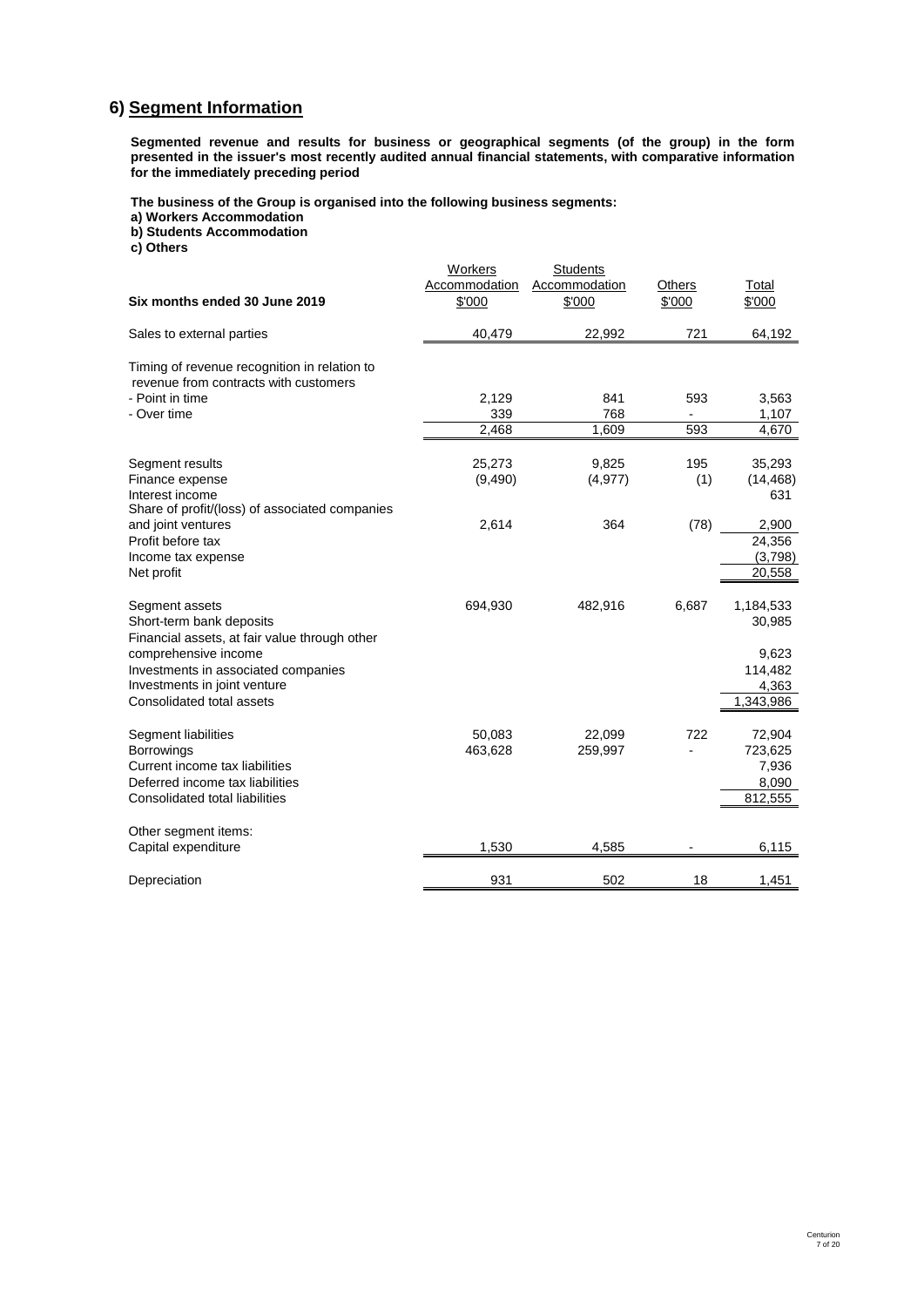## 6) Segment Information

**Segmented revenue and results for business or geographical segments (of the group) in the form presented in the issuer's most recently audited annual financial statements, with comparative information for the immediately preceding period**

**The business of the Group is organised into the following business segments:**

**a) Workers Accommodation**

**b) Students Accommodation**

**c) Others**

| Six months ended 30 June 2019 | Workers Accommodation $'000 | Students Accommodation $'000 | Others $'000 | Total $'000 |
|---|---|---|---|---|
| Sales to external parties | 40,479 | 22,992 | 721 | 64,192 |
| | | | | |
| Timing of revenue recognition in relation to revenue from contracts with customers | | | | |
| - Point in time | 2,129 | 841 | 593 | 3,563 |
| - Over time | 339 | 768 | - | 1,107 |
| | 2,468 | 1,609 | 593 | 4,670 |
| | | | | |
| Segment results | 25,273 | 9,825 | 195 | 35,293 |
| Finance expense | (9,490) | (4,977) | (1) | (14,468) |
| Interest income | | | | 631 |
| Share of profit/(loss) of associated companies and joint ventures | 2,614 | 364 | (78) | 2,900 |
| Profit before tax | | | | 24,356 |
| Income tax expense | | | | (3,798) |
| Net profit | | | | 20,558 |
| | | | | |
| Segment assets | 694,930 | 482,916 | 6,687 | 1,184,533 |
| Short-term bank deposits | | | | 30,985 |
| Financial assets, at fair value through other comprehensive income | | | | 9,623 |
| Investments in associated companies | | | | 114,482 |
| Investments in joint venture | | | | 4,363 |
| Consolidated total assets | | | | 1,343,986 |
| | | | | |
| Segment liabilities | 50,083 | 22,099 | 722 | 72,904 |
| Borrowings | 463,628 | 259,997 | - | 723,625 |
| Current income tax liabilities | | | | 7,936 |
| Deferred income tax liabilities | | | | 8,090 |
| Consolidated total liabilities | | | | 812,555 |
| | | | | |
| Other segment items: | | | | |
| Capital expenditure | 1,530 | 4,585 | - | 6,115 |
| | | | | |
| Depreciation | 931 | 502 | 18 | 1,451 |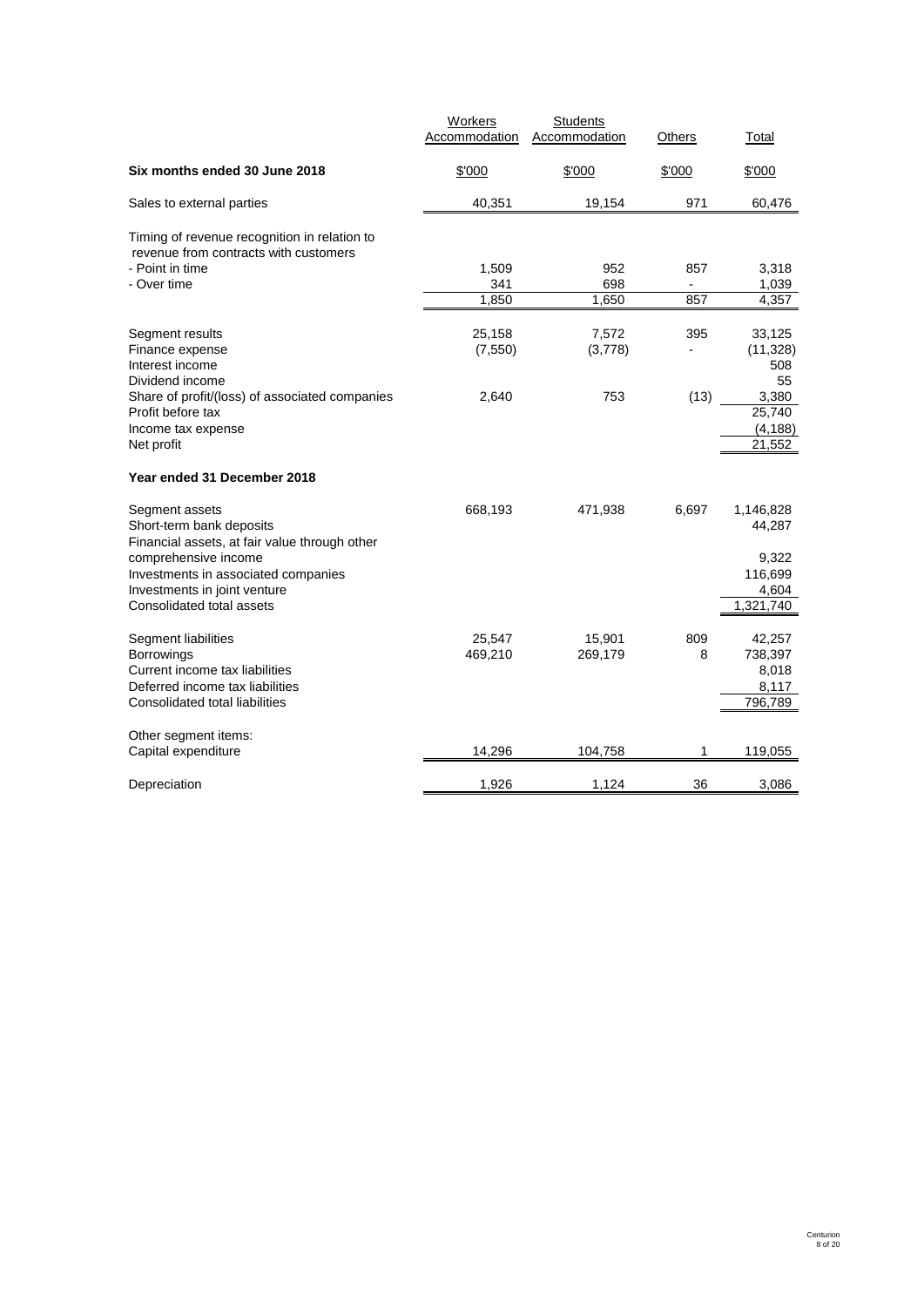| | Workers Accommodation | Students Accommodation | Others | Total |
|---|---|---|---|---|
| **Six months ended 30 June 2018** | $'000 | $'000 | $'000 | $'000 |
| Sales to external parties | 40,351 | 19,154 | 971 | 60,476 |
| Timing of revenue recognition in relation to revenue from contracts with customers | | | | |
| - Point in time | 1,509 | 952 | 857 | 3,318 |
| - Over time | 341 | 698 | - | 1,039 |
| | 1,850 | 1,650 | 857 | 4,357 |
| Segment results | 25,158 | 7,572 | 395 | 33,125 |
| Finance expense | (7,550) | (3,778) | - | (11,328) |
| Interest income | | | | 508 |
| Dividend income | | | | 55 |
| Share of profit/(loss) of associated companies | 2,640 | 753 | (13) | 3,380 |
| Profit before tax | | | | 25,740 |
| Income tax expense | | | | (4,188) |
| Net profit | | | | 21,552 |
| **Year ended 31 December 2018** | | | | |
| Segment assets | 668,193 | 471,938 | 6,697 | 1,146,828 |
| Short-term bank deposits | | | | 44,287 |
| Financial assets, at fair value through other comprehensive income | | | | 9,322 |
| Investments in associated companies | | | | 116,699 |
| Investments in joint venture | | | | 4,604 |
| Consolidated total assets | | | | 1,321,740 |
| Segment liabilities | 25,547 | 15,901 | 809 | 42,257 |
| Borrowings | 469,210 | 269,179 | 8 | 738,397 |
| Current income tax liabilities | | | | 8,018 |
| Deferred income tax liabilities | | | | 8,117 |
| Consolidated total liabilities | | | | 796,789 |
| Other segment items: | | | | |
| Capital expenditure | 14,296 | 104,758 | 1 | 119,055 |
| Depreciation | 1,926 | 1,124 | 36 | 3,086 |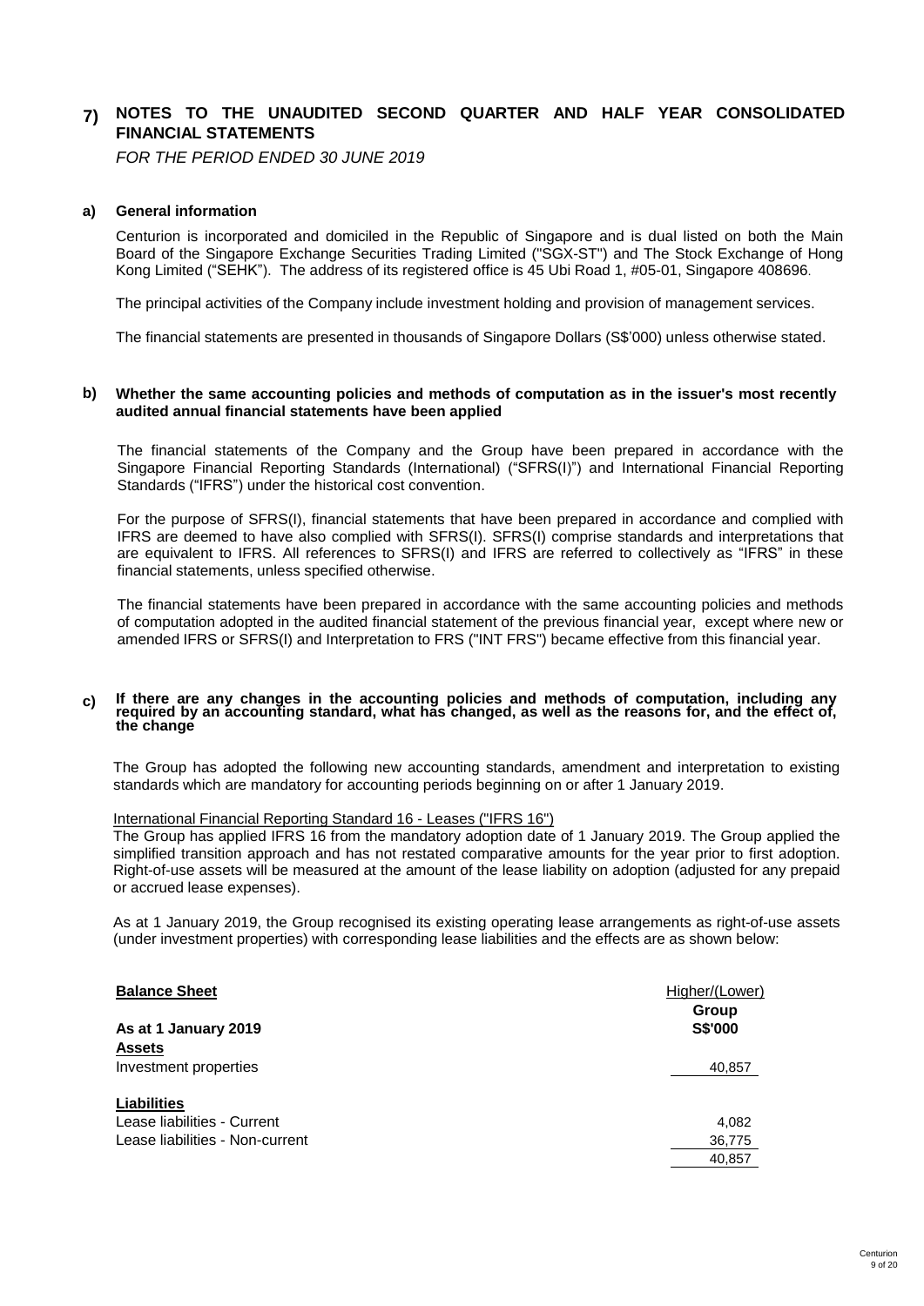# 7) NOTES TO THE UNAUDITED SECOND QUARTER AND HALF YEAR CONSOLIDATED FINANCIAL STATEMENTS

*FOR THE PERIOD ENDED 30 JUNE 2019*

## a) General information

Centurion is incorporated and domiciled in the Republic of Singapore and is dual listed on both the Main Board of the Singapore Exchange Securities Trading Limited ("SGX-ST") and The Stock Exchange of Hong Kong Limited ("SEHK"). The address of its registered office is 45 Ubi Road 1, #05-01, Singapore 408696.

The principal activities of the Company include investment holding and provision of management services.

The financial statements are presented in thousands of Singapore Dollars (S$'000) unless otherwise stated.

## b) Whether the same accounting policies and methods of computation as in the issuer's most recently audited annual financial statements have been applied

The financial statements of the Company and the Group have been prepared in accordance with the Singapore Financial Reporting Standards (International) ("SFRS(I)") and International Financial Reporting Standards ("IFRS") under the historical cost convention.

For the purpose of SFRS(I), financial statements that have been prepared in accordance and complied with IFRS are deemed to have also complied with SFRS(I). SFRS(I) comprise standards and interpretations that are equivalent to IFRS. All references to SFRS(I) and IFRS are referred to collectively as "IFRS" in these financial statements, unless specified otherwise.

The financial statements have been prepared in accordance with the same accounting policies and methods of computation adopted in the audited financial statement of the previous financial year, except where new or amended IFRS or SFRS(I) and Interpretation to FRS ("INT FRS") became effective from this financial year.

## c) If there are any changes in the accounting policies and methods of computation, including any required by an accounting standard, what has changed, as well as the reasons for, and the effect of, the change

The Group has adopted the following new accounting standards, amendment and interpretation to existing standards which are mandatory for accounting periods beginning on or after 1 January 2019.

International Financial Reporting Standard 16 - Leases ("IFRS 16")

The Group has applied IFRS 16 from the mandatory adoption date of 1 January 2019. The Group applied the simplified transition approach and has not restated comparative amounts for the year prior to first adoption. Right-of-use assets will be measured at the amount of the lease liability on adoption (adjusted for any prepaid or accrued lease expenses).

As at 1 January 2019, the Group recognised its existing operating lease arrangements as right-of-use assets (under investment properties) with corresponding lease liabilities and the effects are as shown below:

| **Balance Sheet** | Higher/(Lower) |
|---|---|
| | **Group** |
| **As at 1 January 2019** | **S$'000** |
| **Assets** | |
| Investment properties | 40,857 |
| | |
| **Liabilities** | |
| Lease liabilities - Current | 4,082 |
| Lease liabilities - Non-current | 36,775 |
| | 40,857 |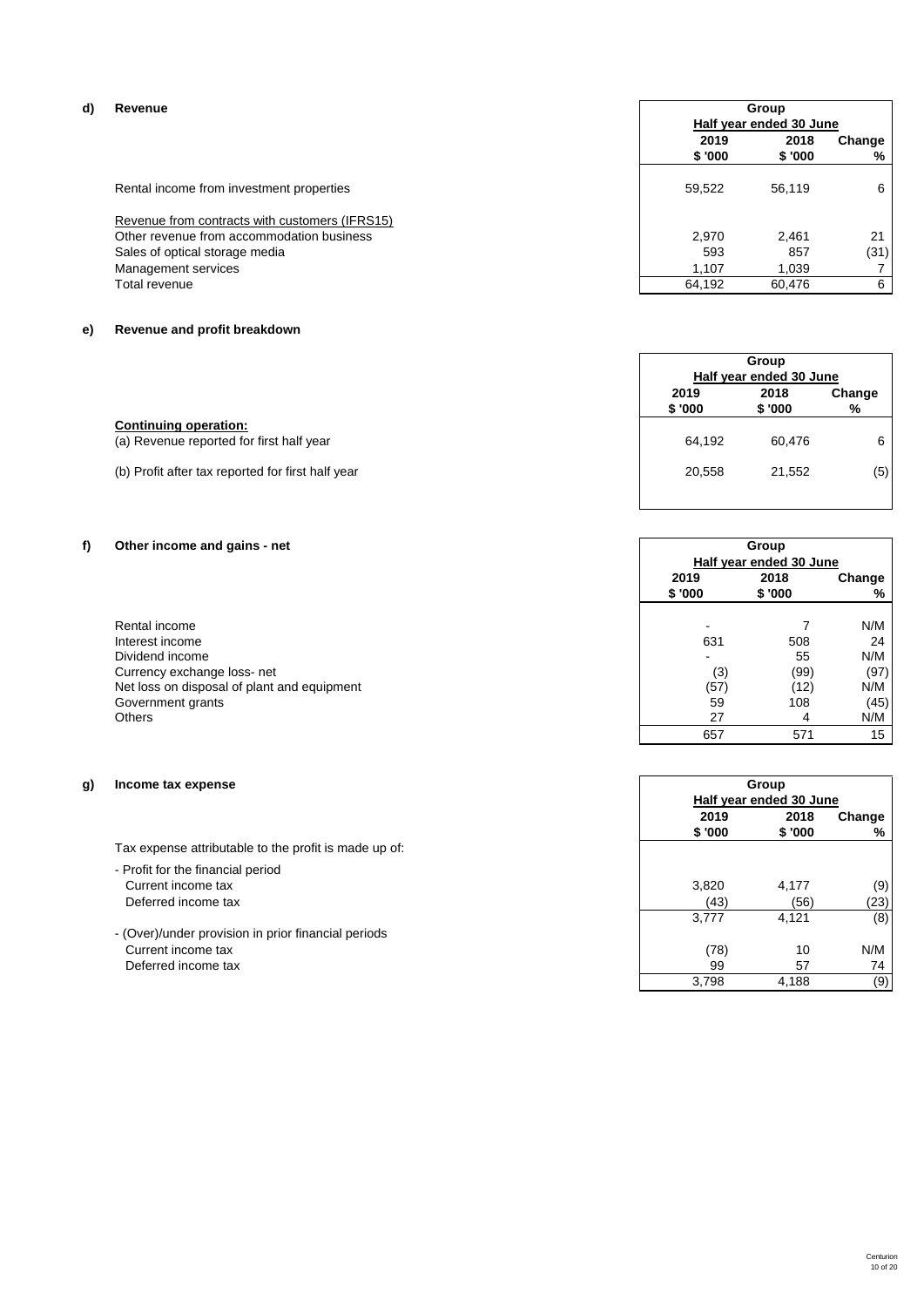**d) Revenue**

| | Group | | |
|---|---|---|---|
| | Half year ended 30 June | | |
| | 2019 | 2018 | Change |
| | $ '000 | $ '000 | % |
| Rental income from investment properties | 59,522 | 56,119 | 6 |
| Revenue from contracts with customers (IFRS15) | | | |
| Other revenue from accommodation business | 2,970 | 2,461 | 21 |
| Sales of optical storage media | 593 | 857 | (31) |
| Management services | 1,107 | 1,039 | 7 |
| Total revenue | 64,192 | 60,476 | 6 |

**e) Revenue and profit breakdown**

| | Group | | |
|---|---|---|---|
| | Half year ended 30 June | | |
| | 2019 | 2018 | Change |
| | $ '000 | $ '000 | % |
| **Continuing operation:** | | | |
| (a) Revenue reported for first half year | 64,192 | 60,476 | 6 |
| (b) Profit after tax reported for first half year | 20,558 | 21,552 | (5) |

**f) Other income and gains - net**

| | Group | | |
|---|---|---|---|
| | Half year ended 30 June | | |
| | 2019 | 2018 | Change |
| | $ '000 | $ '000 | % |
| Rental income | - | 7 | N/M |
| Interest income | 631 | 508 | 24 |
| Dividend income | - | 55 | N/M |
| Currency exchange loss- net | (3) | (99) | (97) |
| Net loss on disposal of plant and equipment | (57) | (12) | N/M |
| Government grants | 59 | 108 | (45) |
| Others | 27 | 4 | N/M |
| | 657 | 571 | 15 |

**g) Income tax expense**

| | Group | | |
|---|---|---|---|
| | Half year ended 30 June | | |
| | 2019 | 2018 | Change |
| | $ '000 | $ '000 | % |
| Tax expense attributable to the profit is made up of: | | | |
| - Profit for the financial period | | | |
| Current income tax | 3,820 | 4,177 | (9) |
| Deferred income tax | (43) | (56) | (23) |
| | 3,777 | 4,121 | (8) |
| - (Over)/under provision in prior financial periods | | | |
| Current income tax | (78) | 10 | N/M |
| Deferred income tax | 99 | 57 | 74 |
| | 3,798 | 4,188 | (9) |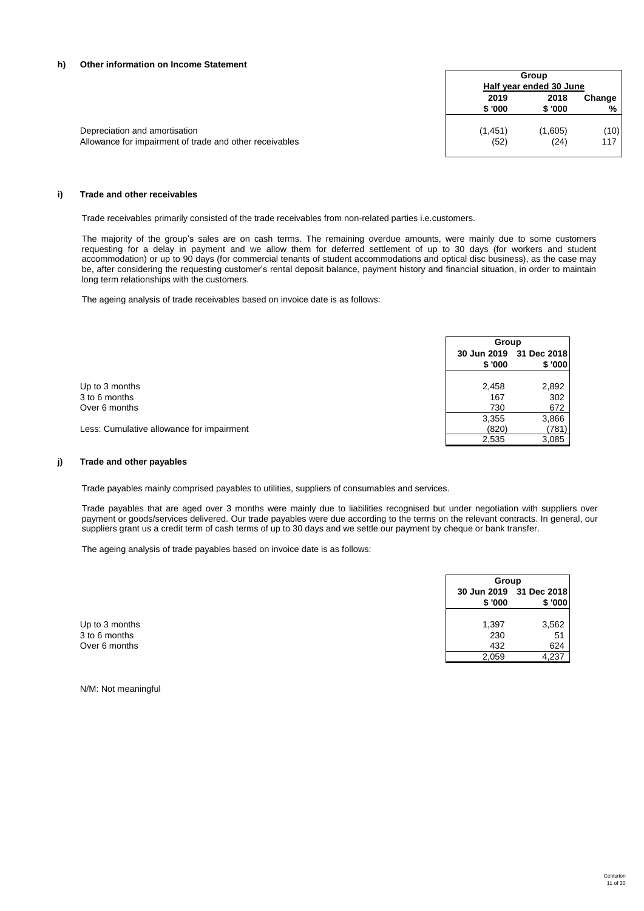#### h) Other information on Income Statement

| | Group | | |
|---|---|---|---|
| | Half year ended 30 June | | |
| | 2019 | 2018 | Change |
| | $ '000 | $ '000 | % |
| Depreciation and amortisation | (1,451) | (1,605) | (10) |
| Allowance for impairment of trade and other receivables | (52) | (24) | 117 |

#### i) Trade and other receivables

Trade receivables primarily consisted of the trade receivables from non-related parties i.e.customers.

The majority of the group's sales are on cash terms. The remaining overdue amounts, were mainly due to some customers requesting for a delay in payment and we allow them for deferred settlement of up to 30 days (for workers and student accommodation) or up to 90 days (for commercial tenants of student accommodations and optical disc business), as the case may be, after considering the requesting customer's rental deposit balance, payment history and financial situation, in order to maintain long term relationships with the customers.

The ageing analysis of trade receivables based on invoice date is as follows:

| | Group | |
|---|---|---|
| | 30 Jun 2019 | 31 Dec 2018 |
| | $ '000 | $ '000 |
| Up to 3 months | 2,458 | 2,892 |
| 3 to 6 months | 167 | 302 |
| Over 6 months | 730 | 672 |
| | 3,355 | 3,866 |
| Less: Cumulative allowance for impairment | (820) | (781) |
| | 2,535 | 3,085 |

#### j) Trade and other payables

Trade payables mainly comprised payables to utilities, suppliers of consumables and services.

Trade payables that are aged over 3 months were mainly due to liabilities recognised but under negotiation with suppliers over payment or goods/services delivered. Our trade payables were due according to the terms on the relevant contracts. In general, our suppliers grant us a credit term of cash terms of up to 30 days and we settle our payment by cheque or bank transfer.

The ageing analysis of trade payables based on invoice date is as follows:

| | Group | |
|---|---|---|
| | 30 Jun 2019 | 31 Dec 2018 |
| | $ '000 | $ '000 |
| Up to 3 months | 1,397 | 3,562 |
| 3 to 6 months | 230 | 51 |
| Over 6 months | 432 | 624 |
| | 2,059 | 4,237 |

N/M: Not meaningful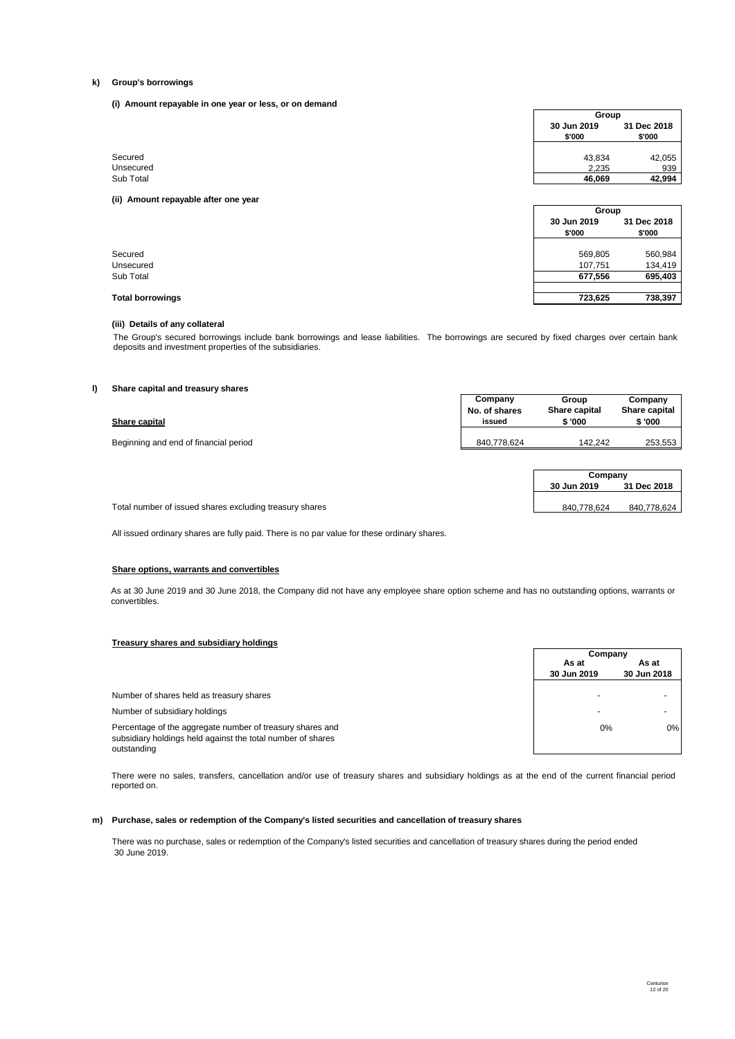## k) Group's borrowings

### (i) Amount repayable in one year or less, or on demand

| | Group | |
|---|---|---|
| | 30 Jun 2019 $'000 | 31 Dec 2018 $'000 |
| Secured | 43,834 | 42,055 |
| Unsecured | 2,235 | 939 |
| Sub Total | **46,069** | **42,994** |

### (ii) Amount repayable after one year

| | Group | |
|---|---|---|
| | 30 Jun 2019 $'000 | 31 Dec 2018 $'000 |
| Secured | 569,805 | 560,984 |
| Unsecured | 107,751 | 134,419 |
| Sub Total | **677,556** | **695,403** |
| **Total borrowings** | **723,625** | **738,397** |

### (iii) Details of any collateral

The Group's secured borrowings include bank borrowings and lease liabilities. The borrowings are secured by fixed charges over certain bank deposits and investment properties of the subsidiaries.

## l) Share capital and treasury shares

| **Share capital** | Company No. of shares issued | Group Share capital $ '000 | Company Share capital $ '000 |
|---|---|---|---|
| Beginning and end of financial period | 840,778,624 | 142,242 | 253,553 |

| | Company | |
|---|---|---|
| | 30 Jun 2019 | 31 Dec 2018 |
| Total number of issued shares excluding treasury shares | 840,778,624 | 840,778,624 |

All issued ordinary shares are fully paid. There is no par value for these ordinary shares.

**Share options, warrants and convertibles**

As at 30 June 2019 and 30 June 2018, the Company did not have any employee share option scheme and has no outstanding options, warrants or convertibles.

**Treasury shares and subsidiary holdings**

| | Company | |
|---|---|---|
| | As at 30 Jun 2019 | As at 30 Jun 2018 |
| Number of shares held as treasury shares | - | - |
| Number of subsidiary holdings | - | - |
| Percentage of the aggregate number of treasury shares and subsidiary holdings held against the total number of shares outstanding | 0% | 0% |

There were no sales, transfers, cancellation and/or use of treasury shares and subsidiary holdings as at the end of the current financial period reported on.

## m) Purchase, sales or redemption of the Company's listed securities and cancellation of treasury shares

There was no purchase, sales or redemption of the Company's listed securities and cancellation of treasury shares during the period ended 30 June 2019.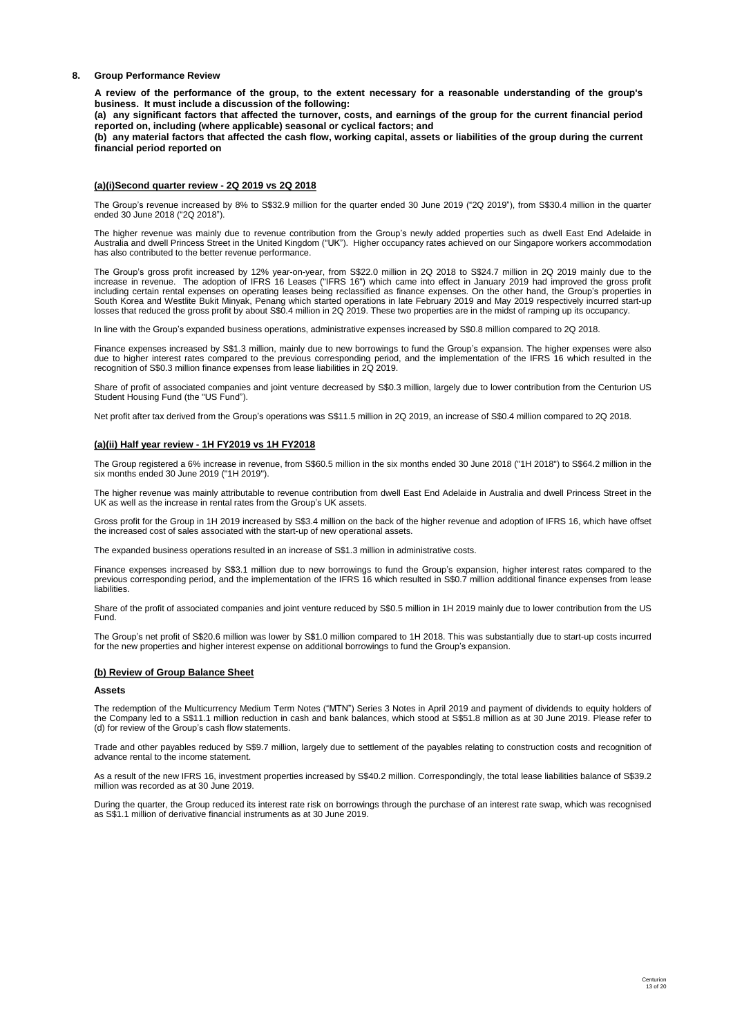## 8. Group Performance Review

**A review of the performance of the group, to the extent necessary for a reasonable understanding of the group's business. It must include a discussion of the following:**

**(a) any significant factors that affected the turnover, costs, and earnings of the group for the current financial period reported on, including (where applicable) seasonal or cyclical factors; and**

**(b) any material factors that affected the cash flow, working capital, assets or liabilities of the group during the current financial period reported on**

### (a)(i)Second quarter review - 2Q 2019 vs 2Q 2018

The Group's revenue increased by 8% to S$32.9 million for the quarter ended 30 June 2019 ("2Q 2019"), from S$30.4 million in the quarter ended 30 June 2018 ("2Q 2018").

The higher revenue was mainly due to revenue contribution from the Group's newly added properties such as dwell East End Adelaide in Australia and dwell Princess Street in the United Kingdom ("UK"). Higher occupancy rates achieved on our Singapore workers accommodation has also contributed to the better revenue performance.

The Group's gross profit increased by 12% year-on-year, from S$22.0 million in 2Q 2018 to S$24.7 million in 2Q 2019 mainly due to the increase in revenue. The adoption of IFRS 16 Leases ("IFRS 16") which came into effect in January 2019 had improved the gross profit including certain rental expenses on operating leases being reclassified as finance expenses. On the other hand, the Group's properties in South Korea and Westlite Bukit Minyak, Penang which started operations in late February 2019 and May 2019 respectively incurred start-up losses that reduced the gross profit by about S$0.4 million in 2Q 2019. These two properties are in the midst of ramping up its occupancy.

In line with the Group's expanded business operations, administrative expenses increased by S$0.8 million compared to 2Q 2018.

Finance expenses increased by S$1.3 million, mainly due to new borrowings to fund the Group's expansion. The higher expenses were also due to higher interest rates compared to the previous corresponding period, and the implementation of the IFRS 16 which resulted in the recognition of S$0.3 million finance expenses from lease liabilities in 2Q 2019.

Share of profit of associated companies and joint venture decreased by S$0.3 million, largely due to lower contribution from the Centurion US Student Housing Fund (the "US Fund").

Net profit after tax derived from the Group's operations was S$11.5 million in 2Q 2019, an increase of S$0.4 million compared to 2Q 2018.

### (a)(ii) Half year review - 1H FY2019 vs 1H FY2018

The Group registered a 6% increase in revenue, from S$60.5 million in the six months ended 30 June 2018 ("1H 2018") to S$64.2 million in the six months ended 30 June 2019 ("1H 2019").

The higher revenue was mainly attributable to revenue contribution from dwell East End Adelaide in Australia and dwell Princess Street in the UK as well as the increase in rental rates from the Group's UK assets.

Gross profit for the Group in 1H 2019 increased by S$3.4 million on the back of the higher revenue and adoption of IFRS 16, which have offset the increased cost of sales associated with the start-up of new operational assets.

The expanded business operations resulted in an increase of S$1.3 million in administrative costs.

Finance expenses increased by S$3.1 million due to new borrowings to fund the Group's expansion, higher interest rates compared to the previous corresponding period, and the implementation of the IFRS 16 which resulted in S$0.7 million additional finance expenses from lease liabilities.

Share of the profit of associated companies and joint venture reduced by S$0.5 million in 1H 2019 mainly due to lower contribution from the US Fund.

The Group's net profit of S$20.6 million was lower by S$1.0 million compared to 1H 2018. This was substantially due to start-up costs incurred for the new properties and higher interest expense on additional borrowings to fund the Group's expansion.

### (b) Review of Group Balance Sheet

**Assets**

The redemption of the Multicurrency Medium Term Notes ("MTN") Series 3 Notes in April 2019 and payment of dividends to equity holders of the Company led to a S$11.1 million reduction in cash and bank balances, which stood at S$51.8 million as at 30 June 2019. Please refer to (d) for review of the Group's cash flow statements.

Trade and other payables reduced by S$9.7 million, largely due to settlement of the payables relating to construction costs and recognition of advance rental to the income statement.

As a result of the new IFRS 16, investment properties increased by S$40.2 million. Correspondingly, the total lease liabilities balance of S$39.2 million was recorded as at 30 June 2019.

During the quarter, the Group reduced its interest rate risk on borrowings through the purchase of an interest rate swap, which was recognised as S$1.1 million of derivative financial instruments as at 30 June 2019.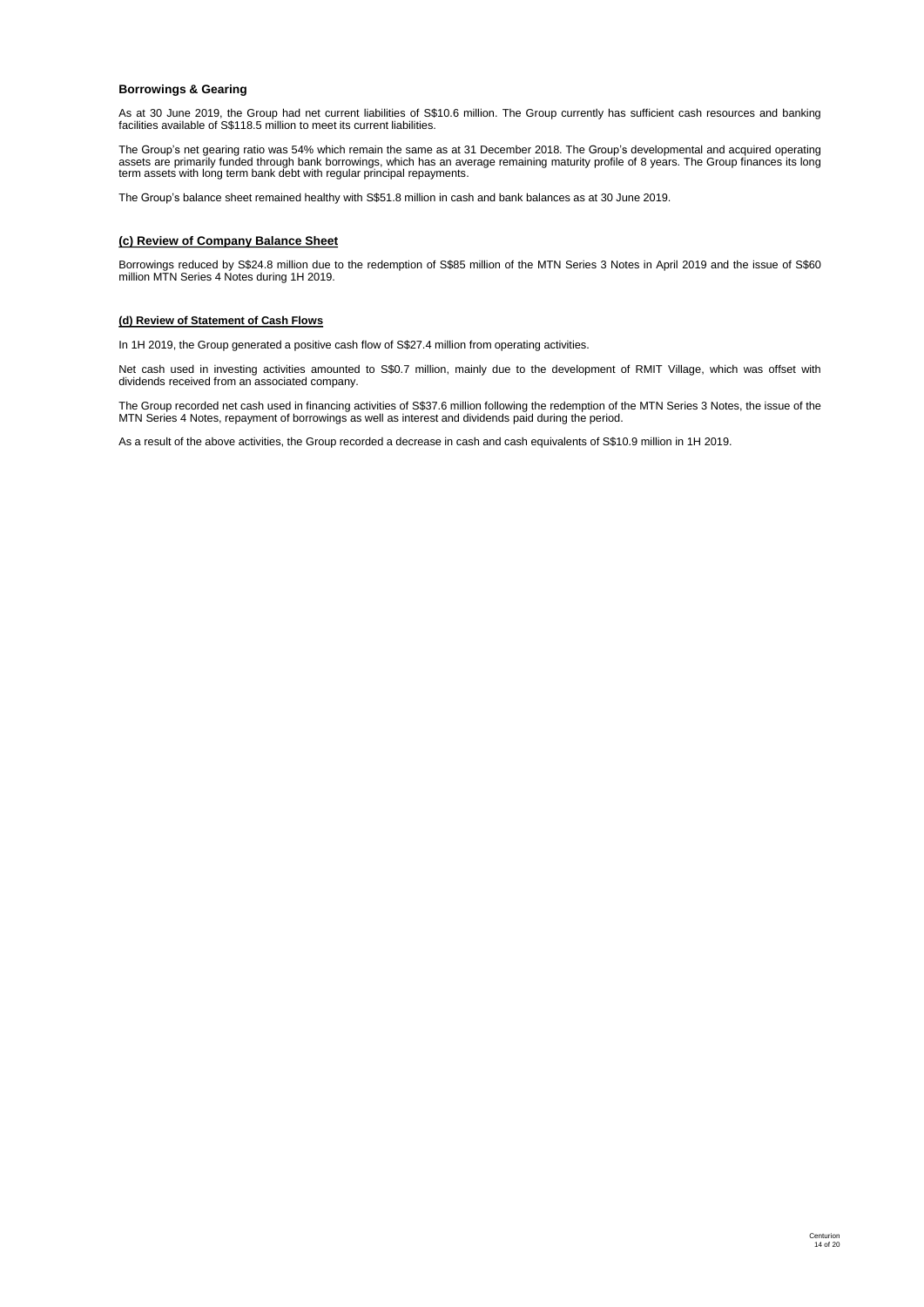**Borrowings & Gearing**

As at 30 June 2019, the Group had net current liabilities of S$10.6 million. The Group currently has sufficient cash resources and banking facilities available of S$118.5 million to meet its current liabilities.

The Group's net gearing ratio was 54% which remain the same as at 31 December 2018. The Group's developmental and acquired operating assets are primarily funded through bank borrowings, which has an average remaining maturity profile of 8 years. The Group finances its long term assets with long term bank debt with regular principal repayments.

The Group's balance sheet remained healthy with S$51.8 million in cash and bank balances as at 30 June 2019.

**(c) Review of Company Balance Sheet**

Borrowings reduced by S$24.8 million due to the redemption of S$85 million of the MTN Series 3 Notes in April 2019 and the issue of S$60 million MTN Series 4 Notes during 1H 2019.

**(d) Review of Statement of Cash Flows**

In 1H 2019, the Group generated a positive cash flow of S$27.4 million from operating activities.

Net cash used in investing activities amounted to S$0.7 million, mainly due to the development of RMIT Village, which was offset with dividends received from an associated company.

The Group recorded net cash used in financing activities of S$37.6 million following the redemption of the MTN Series 3 Notes, the issue of the MTN Series 4 Notes, repayment of borrowings as well as interest and dividends paid during the period.

As a result of the above activities, the Group recorded a decrease in cash and cash equivalents of S$10.9 million in 1H 2019.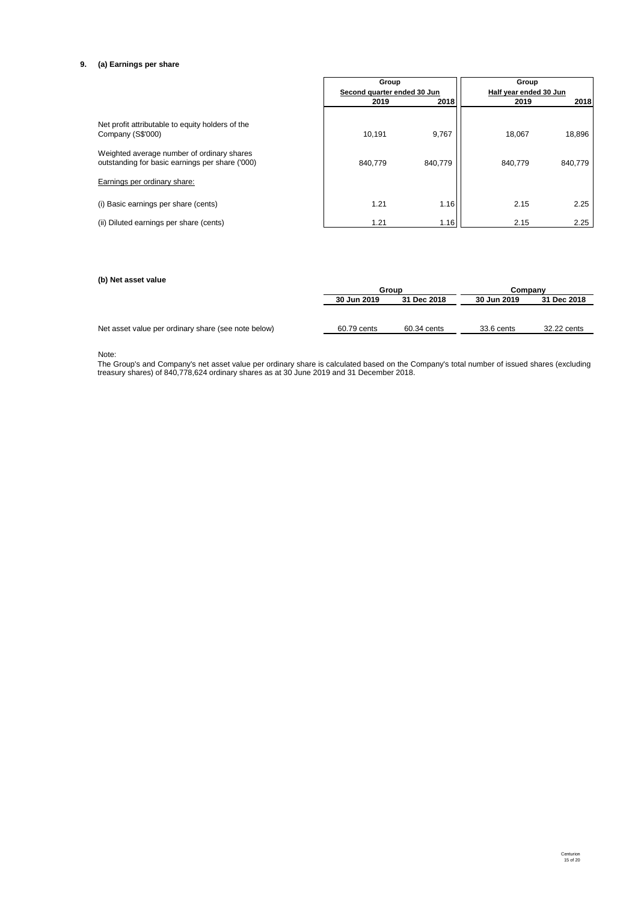## 9. (a) Earnings per share

| | Group | | Group | |
|---|---|---|---|---|
| | Second quarter ended 30 Jun | | Half year ended 30 Jun | |
| | 2019 | 2018 | 2019 | 2018 |
| Net profit attributable to equity holders of the Company (S$'000) | 10,191 | 9,767 | 18,067 | 18,896 |
| Weighted average number of ordinary shares outstanding for basic earnings per share ('000) | 840,779 | 840,779 | 840,779 | 840,779 |
| Earnings per ordinary share: | | | | |
| (i) Basic earnings per share (cents) | 1.21 | 1.16 | 2.15 | 2.25 |
| (ii) Diluted earnings per share (cents) | 1.21 | 1.16 | 2.15 | 2.25 |

### (b) Net asset value

| | Group | | Company | |
|---|---|---|---|---|
| | 30 Jun 2019 | 31 Dec 2018 | 30 Jun 2019 | 31 Dec 2018 |
| Net asset value per ordinary share (see note below) | 60.79 cents | 60.34 cents | 33.6 cents | 32.22 cents |

Note:
The Group's and Company's net asset value per ordinary share is calculated based on the Company's total number of issued shares (excluding treasury shares) of 840,778,624 ordinary shares as at 30 June 2019 and 31 December 2018.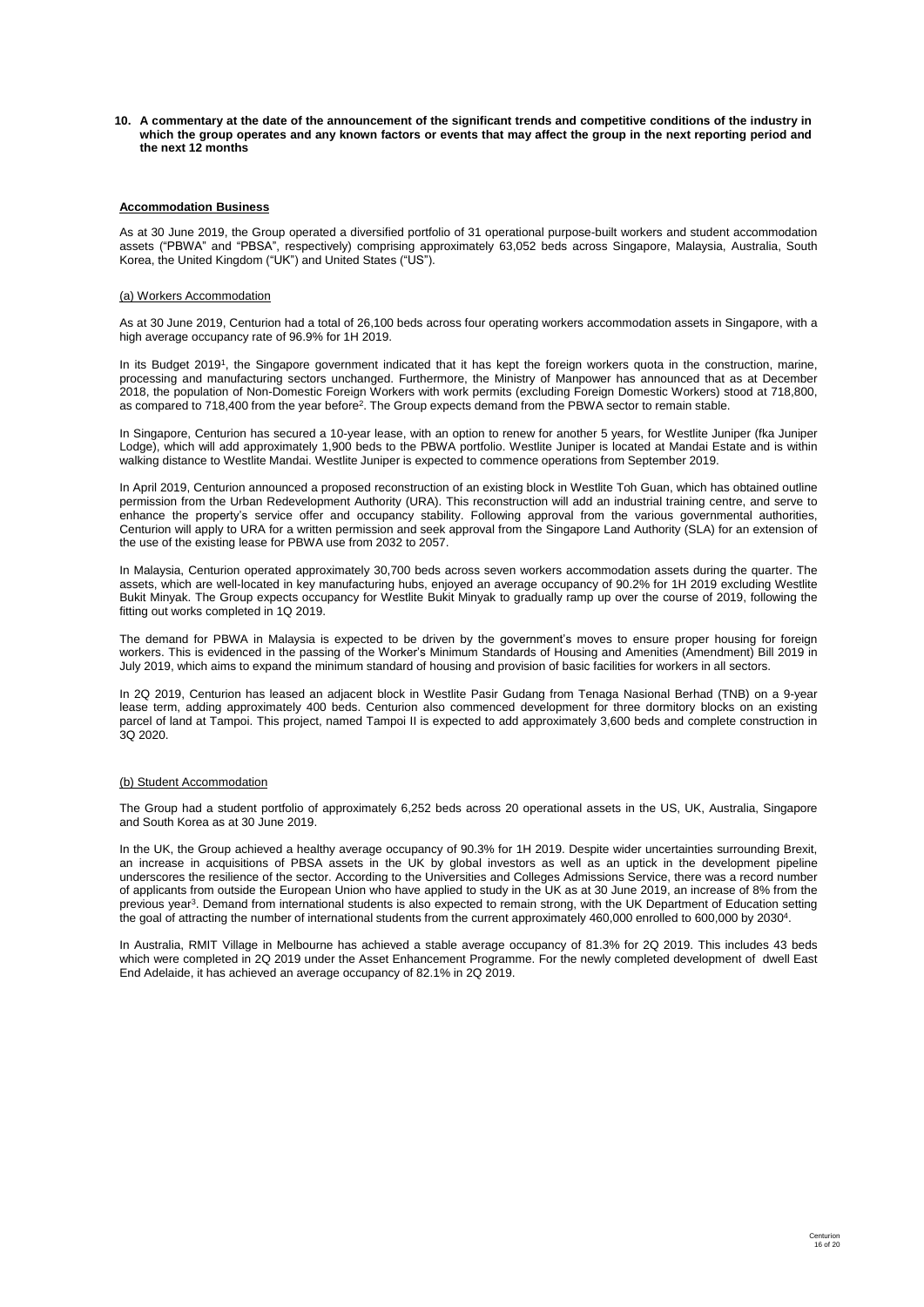**10. A commentary at the date of the announcement of the significant trends and competitive conditions of the industry in which the group operates and any known factors or events that may affect the group in the next reporting period and the next 12 months**

**Accommodation Business**

As at 30 June 2019, the Group operated a diversified portfolio of 31 operational purpose-built workers and student accommodation assets ("PBWA" and "PBSA", respectively) comprising approximately 63,052 beds across Singapore, Malaysia, Australia, South Korea, the United Kingdom ("UK") and United States ("US").

(a) Workers Accommodation

As at 30 June 2019, Centurion had a total of 26,100 beds across four operating workers accommodation assets in Singapore, with a high average occupancy rate of 96.9% for 1H 2019.

In its Budget 2019[1], the Singapore government indicated that it has kept the foreign workers quota in the construction, marine, processing and manufacturing sectors unchanged. Furthermore, the Ministry of Manpower has announced that as at December 2018, the population of Non-Domestic Foreign Workers with work permits (excluding Foreign Domestic Workers) stood at 718,800, as compared to 718,400 from the year before[2]. The Group expects demand from the PBWA sector to remain stable.

In Singapore, Centurion has secured a 10-year lease, with an option to renew for another 5 years, for Westlite Juniper (fka Juniper Lodge), which will add approximately 1,900 beds to the PBWA portfolio. Westlite Juniper is located at Mandai Estate and is within walking distance to Westlite Mandai. Westlite Juniper is expected to commence operations from September 2019.

In April 2019, Centurion announced a proposed reconstruction of an existing block in Westlite Toh Guan, which has obtained outline permission from the Urban Redevelopment Authority (URA). This reconstruction will add an industrial training centre, and serve to enhance the property's service offer and occupancy stability. Following approval from the various governmental authorities, Centurion will apply to URA for a written permission and seek approval from the Singapore Land Authority (SLA) for an extension of the use of the existing lease for PBWA use from 2032 to 2057.

In Malaysia, Centurion operated approximately 30,700 beds across seven workers accommodation assets during the quarter. The assets, which are well-located in key manufacturing hubs, enjoyed an average occupancy of 90.2% for 1H 2019 excluding Westlite Bukit Minyak. The Group expects occupancy for Westlite Bukit Minyak to gradually ramp up over the course of 2019, following the fitting out works completed in 1Q 2019.

The demand for PBWA in Malaysia is expected to be driven by the government's moves to ensure proper housing for foreign workers. This is evidenced in the passing of the Worker's Minimum Standards of Housing and Amenities (Amendment) Bill 2019 in July 2019, which aims to expand the minimum standard of housing and provision of basic facilities for workers in all sectors.

In 2Q 2019, Centurion has leased an adjacent block in Westlite Pasir Gudang from Tenaga Nasional Berhad (TNB) on a 9-year lease term, adding approximately 400 beds. Centurion also commenced development for three dormitory blocks on an existing parcel of land at Tampoi. This project, named Tampoi II is expected to add approximately 3,600 beds and complete construction in 3Q 2020.

(b) Student Accommodation

The Group had a student portfolio of approximately 6,252 beds across 20 operational assets in the US, UK, Australia, Singapore and South Korea as at 30 June 2019.

In the UK, the Group achieved a healthy average occupancy of 90.3% for 1H 2019. Despite wider uncertainties surrounding Brexit, an increase in acquisitions of PBSA assets in the UK by global investors as well as an uptick in the development pipeline underscores the resilience of the sector. According to the Universities and Colleges Admissions Service, there was a record number of applicants from outside the European Union who have applied to study in the UK as at 30 June 2019, an increase of 8% from the previous year[3]. Demand from international students is also expected to remain strong, with the UK Department of Education setting the goal of attracting the number of international students from the current approximately 460,000 enrolled to 600,000 by 2030[4].

In Australia, RMIT Village in Melbourne has achieved a stable average occupancy of 81.3% for 2Q 2019. This includes 43 beds which were completed in 2Q 2019 under the Asset Enhancement Programme. For the newly completed development of dwell East End Adelaide, it has achieved an average occupancy of 82.1% in 2Q 2019.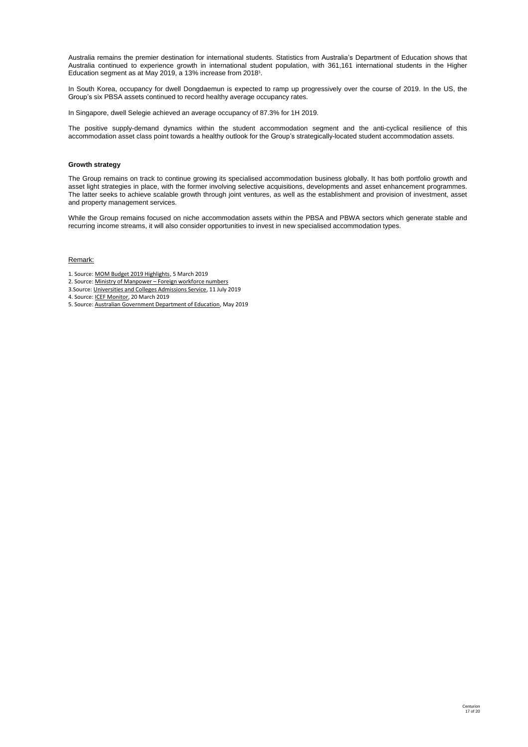Australia remains the premier destination for international students. Statistics from Australia's Department of Education shows that Australia continued to experience growth in international student population, with 361,161 international students in the Higher Education segment as at May 2019, a 13% increase from 2018[5].

In South Korea, occupancy for dwell Dongdaemun is expected to ramp up progressively over the course of 2019. In the US, the Group's six PBSA assets continued to record healthy average occupancy rates.

In Singapore, dwell Selegie achieved an average occupancy of 87.3% for 1H 2019.

The positive supply-demand dynamics within the student accommodation segment and the anti-cyclical resilience of this accommodation asset class point towards a healthy outlook for the Group's strategically-located student accommodation assets.

**Growth strategy**

The Group remains on track to continue growing its specialised accommodation business globally. It has both portfolio growth and asset light strategies in place, with the former involving selective acquisitions, developments and asset enhancement programmes. The latter seeks to achieve scalable growth through joint ventures, as well as the establishment and provision of investment, asset and property management services.

While the Group remains focused on niche accommodation assets within the PBSA and PBWA sectors which generate stable and recurring income streams, it will also consider opportunities to invest in new specialised accommodation types.

Remark:

1. Source: MOM Budget 2019 Highlights, 5 March 2019
2. Source: Ministry of Manpower – Foreign workforce numbers
3. Source: Universities and Colleges Admissions Service, 11 July 2019
4. Source: ICEF Monitor, 20 March 2019
5. Source: Australian Government Department of Education, May 2019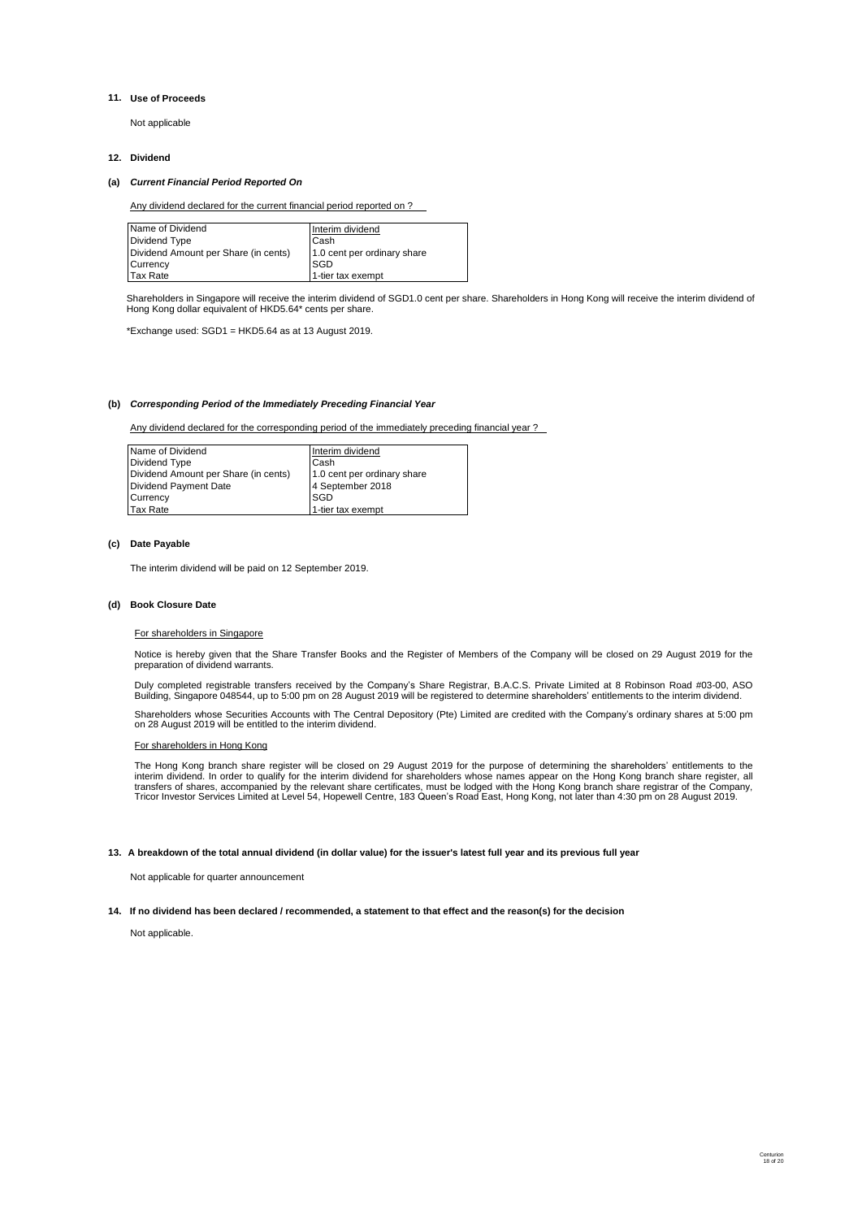## 11. Use of Proceeds

Not applicable

## 12. Dividend

### (a) *Current Financial Period Reported On*

Any dividend declared for the current financial period reported on ?

| Name of Dividend | Interim dividend |
|---|---|
| Dividend Type | Cash |
| Dividend Amount per Share (in cents) | 1.0 cent per ordinary share |
| Currency | SGD |
| Tax Rate | 1-tier tax exempt |

Shareholders in Singapore will receive the interim dividend of SGD1.0 cent per share. Shareholders in Hong Kong will receive the interim dividend of Hong Kong dollar equivalent of HKD5.64* cents per share.

*Exchange used: SGD1 = HKD5.64 as at 13 August 2019.

### (b) *Corresponding Period of the Immediately Preceding Financial Year*

Any dividend declared for the corresponding period of the immediately preceding financial year ?

| Name of Dividend | Interim dividend |
|---|---|
| Dividend Type | Cash |
| Dividend Amount per Share (in cents) | 1.0 cent per ordinary share |
| Dividend Payment Date | 4 September 2018 |
| Currency | SGD |
| Tax Rate | 1-tier tax exempt |

### (c) Date Payable

The interim dividend will be paid on 12 September 2019.

### (d) Book Closure Date

For shareholders in Singapore

Notice is hereby given that the Share Transfer Books and the Register of Members of the Company will be closed on 29 August 2019 for the preparation of dividend warrants.

Duly completed registrable transfers received by the Company's Share Registrar, B.A.C.S. Private Limited at 8 Robinson Road #03-00, ASO Building, Singapore 048544, up to 5:00 pm on 28 August 2019 will be registered to determine shareholders' entitlements to the interim dividend.

Shareholders whose Securities Accounts with The Central Depository (Pte) Limited are credited with the Company's ordinary shares at 5:00 pm on 28 August 2019 will be entitled to the interim dividend.

For shareholders in Hong Kong

The Hong Kong branch share register will be closed on 29 August 2019 for the purpose of determining the shareholders' entitlements to the interim dividend. In order to qualify for the interim dividend for shareholders whose names appear on the Hong Kong branch share register, all transfers of shares, accompanied by the relevant share certificates, must be lodged with the Hong Kong branch share registrar of the Company, Tricor Investor Services Limited at Level 54, Hopewell Centre, 183 Queen's Road East, Hong Kong, not later than 4:30 pm on 28 August 2019.

## 13. A breakdown of the total annual dividend (in dollar value) for the issuer's latest full year and its previous full year

Not applicable for quarter announcement

## 14. If no dividend has been declared / recommended, a statement to that effect and the reason(s) for the decision

Not applicable.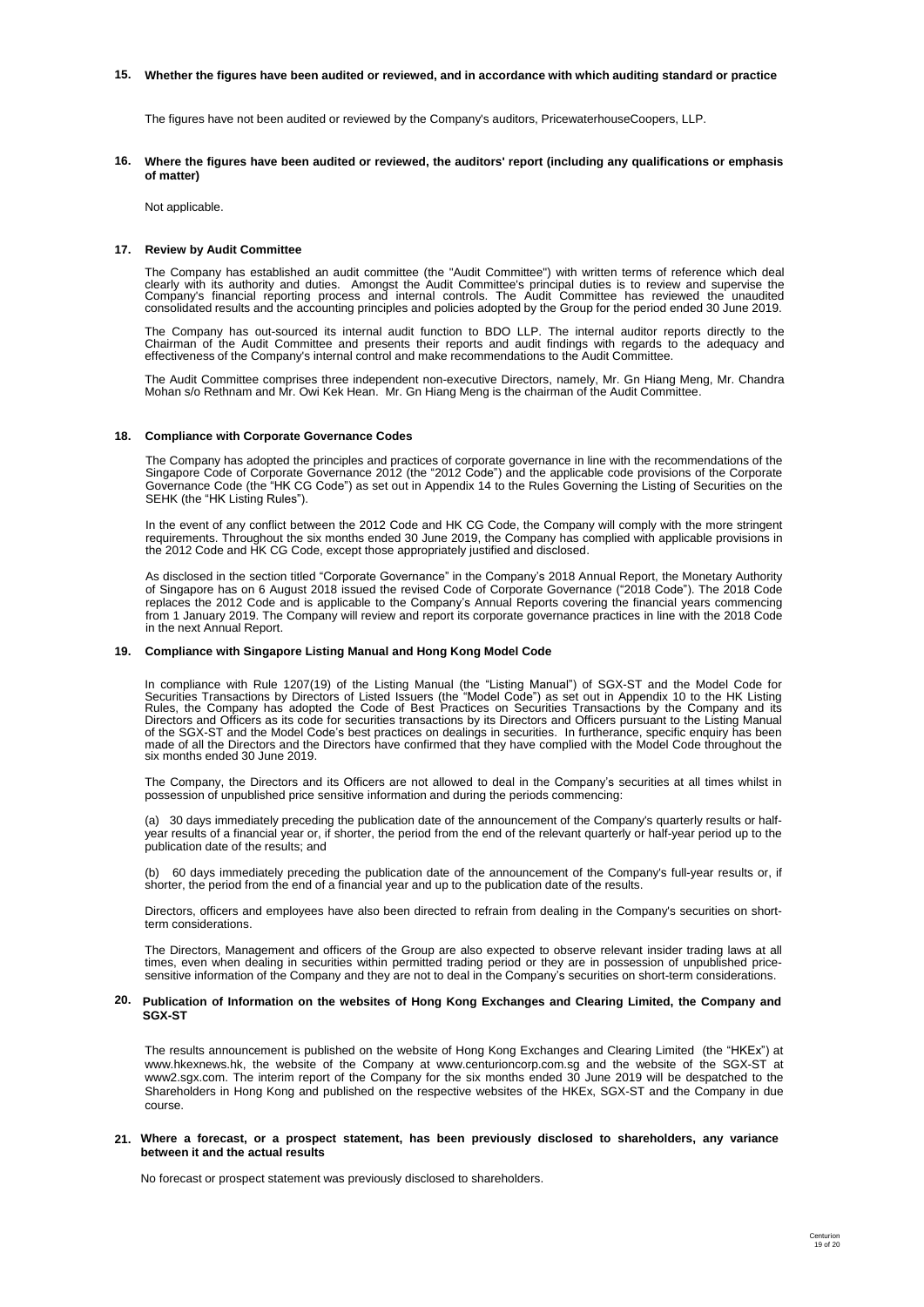**15. Whether the figures have been audited or reviewed, and in accordance with which auditing standard or practice**

The figures have not been audited or reviewed by the Company's auditors, PricewaterhouseCoopers, LLP.

**16. Where the figures have been audited or reviewed, the auditors' report (including any qualifications or emphasis of matter)**

Not applicable.

**17. Review by Audit Committee**

The Company has established an audit committee (the "Audit Committee") with written terms of reference which deal clearly with its authority and duties. Amongst the Audit Committee's principal duties is to review and supervise the Company's financial reporting process and internal controls. The Audit Committee has reviewed the unaudited consolidated results and the accounting principles and policies adopted by the Group for the period ended 30 June 2019.

The Company has out-sourced its internal audit function to BDO LLP. The internal auditor reports directly to the Chairman of the Audit Committee and presents their reports and audit findings with regards to the adequacy and effectiveness of the Company's internal control and make recommendations to the Audit Committee.

The Audit Committee comprises three independent non-executive Directors, namely, Mr. Gn Hiang Meng, Mr. Chandra Mohan s/o Rethnam and Mr. Owi Kek Hean. Mr. Gn Hiang Meng is the chairman of the Audit Committee.

**18. Compliance with Corporate Governance Codes**

The Company has adopted the principles and practices of corporate governance in line with the recommendations of the Singapore Code of Corporate Governance 2012 (the "2012 Code") and the applicable code provisions of the Corporate Governance Code (the "HK CG Code") as set out in Appendix 14 to the Rules Governing the Listing of Securities on the SEHK (the "HK Listing Rules").

In the event of any conflict between the 2012 Code and HK CG Code, the Company will comply with the more stringent requirements. Throughout the six months ended 30 June 2019, the Company has complied with applicable provisions in the 2012 Code and HK CG Code, except those appropriately justified and disclosed.

As disclosed in the section titled "Corporate Governance" in the Company's 2018 Annual Report, the Monetary Authority of Singapore has on 6 August 2018 issued the revised Code of Corporate Governance ("2018 Code"). The 2018 Code replaces the 2012 Code and is applicable to the Company's Annual Reports covering the financial years commencing from 1 January 2019. The Company will review and report its corporate governance practices in line with the 2018 Code in the next Annual Report.

**19. Compliance with Singapore Listing Manual and Hong Kong Model Code**

In compliance with Rule 1207(19) of the Listing Manual (the "Listing Manual") of SGX-ST and the Model Code for Securities Transactions by Directors of Listed Issuers (the "Model Code") as set out in Appendix 10 to the HK Listing Rules, the Company has adopted the Code of Best Practices on Securities Transactions by the Company and its Directors and Officers as its code for securities transactions by its Directors and Officers pursuant to the Listing Manual of the SGX-ST and the Model Code's best practices on dealings in securities. In furtherance, specific enquiry has been made of all the Directors and the Directors have confirmed that they have complied with the Model Code throughout the six months ended 30 June 2019.

The Company, the Directors and its Officers are not allowed to deal in the Company's securities at all times whilst in possession of unpublished price sensitive information and during the periods commencing:

(a) 30 days immediately preceding the publication date of the announcement of the Company's quarterly results or half-year results of a financial year or, if shorter, the period from the end of the relevant quarterly or half-year period up to the publication date of the results; and

(b) 60 days immediately preceding the publication date of the announcement of the Company's full-year results or, if shorter, the period from the end of a financial year and up to the publication date of the results.

Directors, officers and employees have also been directed to refrain from dealing in the Company's securities on short-term considerations.

The Directors, Management and officers of the Group are also expected to observe relevant insider trading laws at all times, even when dealing in securities within permitted trading period or they are in possession of unpublished price-sensitive information of the Company and they are not to deal in the Company's securities on short-term considerations.

**20. Publication of Information on the websites of Hong Kong Exchanges and Clearing Limited, the Company and SGX-ST**

The results announcement is published on the website of Hong Kong Exchanges and Clearing Limited (the "HKEx") at www.hkexnews.hk, the website of the Company at www.centurioncorp.com.sg and the website of the SGX-ST at www2.sgx.com. The interim report of the Company for the six months ended 30 June 2019 will be despatched to the Shareholders in Hong Kong and published on the respective websites of the HKEx, SGX-ST and the Company in due course.

**21. Where a forecast, or a prospect statement, has been previously disclosed to shareholders, any variance between it and the actual results**

No forecast or prospect statement was previously disclosed to shareholders.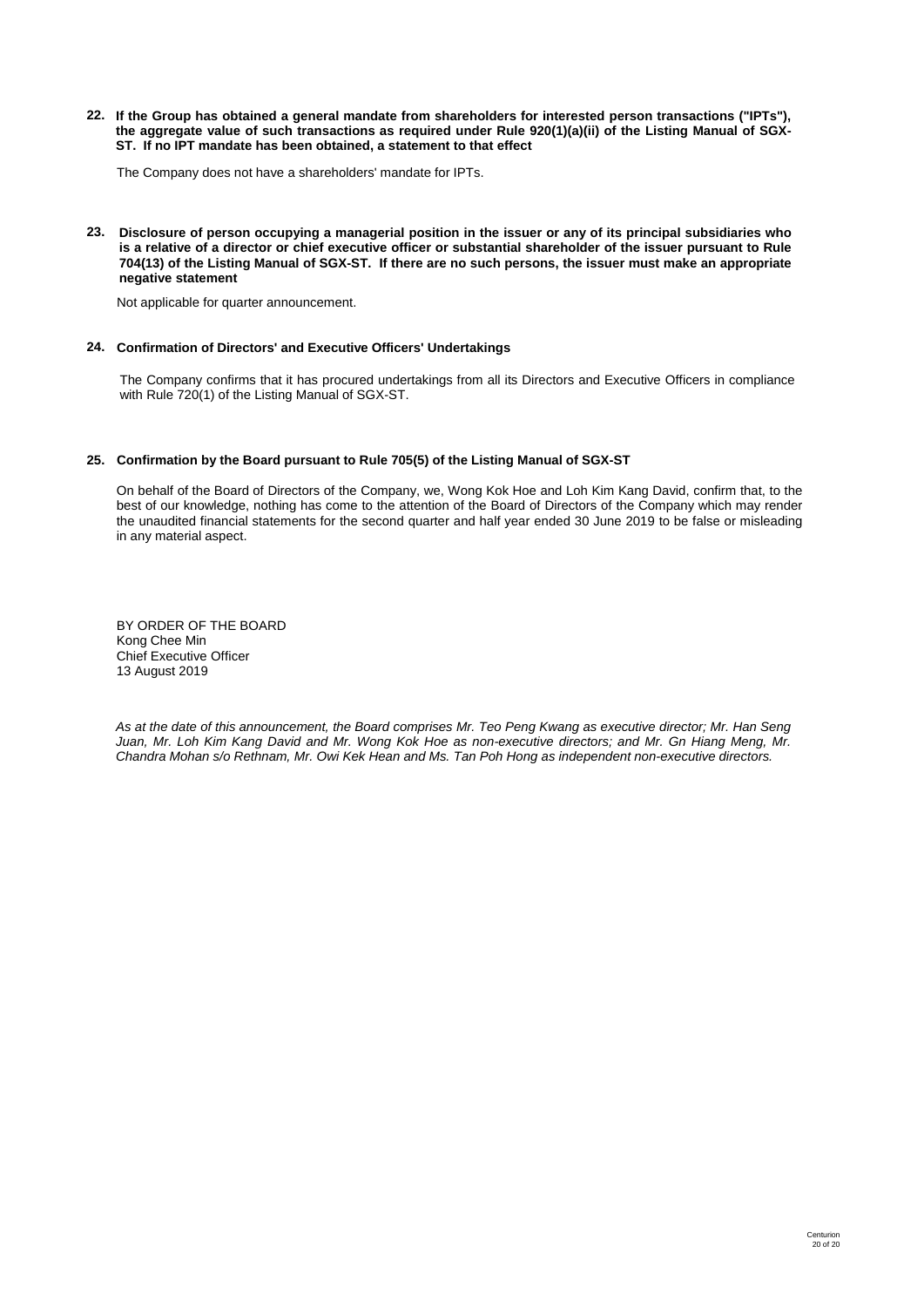**22. If the Group has obtained a general mandate from shareholders for interested person transactions ("IPTs"), the aggregate value of such transactions as required under Rule 920(1)(a)(ii) of the Listing Manual of SGX-ST. If no IPT mandate has been obtained, a statement to that effect**

The Company does not have a shareholders' mandate for IPTs.

**23. Disclosure of person occupying a managerial position in the issuer or any of its principal subsidiaries who is a relative of a director or chief executive officer or substantial shareholder of the issuer pursuant to Rule 704(13) of the Listing Manual of SGX-ST. If there are no such persons, the issuer must make an appropriate negative statement**

Not applicable for quarter announcement.

**24. Confirmation of Directors' and Executive Officers' Undertakings**

The Company confirms that it has procured undertakings from all its Directors and Executive Officers in compliance with Rule 720(1) of the Listing Manual of SGX-ST.

**25. Confirmation by the Board pursuant to Rule 705(5) of the Listing Manual of SGX-ST**

On behalf of the Board of Directors of the Company, we, Wong Kok Hoe and Loh Kim Kang David, confirm that, to the best of our knowledge, nothing has come to the attention of the Board of Directors of the Company which may render the unaudited financial statements for the second quarter and half year ended 30 June 2019 to be false or misleading in any material aspect.

BY ORDER OF THE BOARD
Kong Chee Min
Chief Executive Officer
13 August 2019

*As at the date of this announcement, the Board comprises Mr. Teo Peng Kwang as executive director; Mr. Han Seng Juan, Mr. Loh Kim Kang David and Mr. Wong Kok Hoe as non-executive directors; and Mr. Gn Hiang Meng, Mr. Chandra Mohan s/o Rethnam, Mr. Owi Kek Hean and Ms. Tan Poh Hong as independent non-executive directors.*